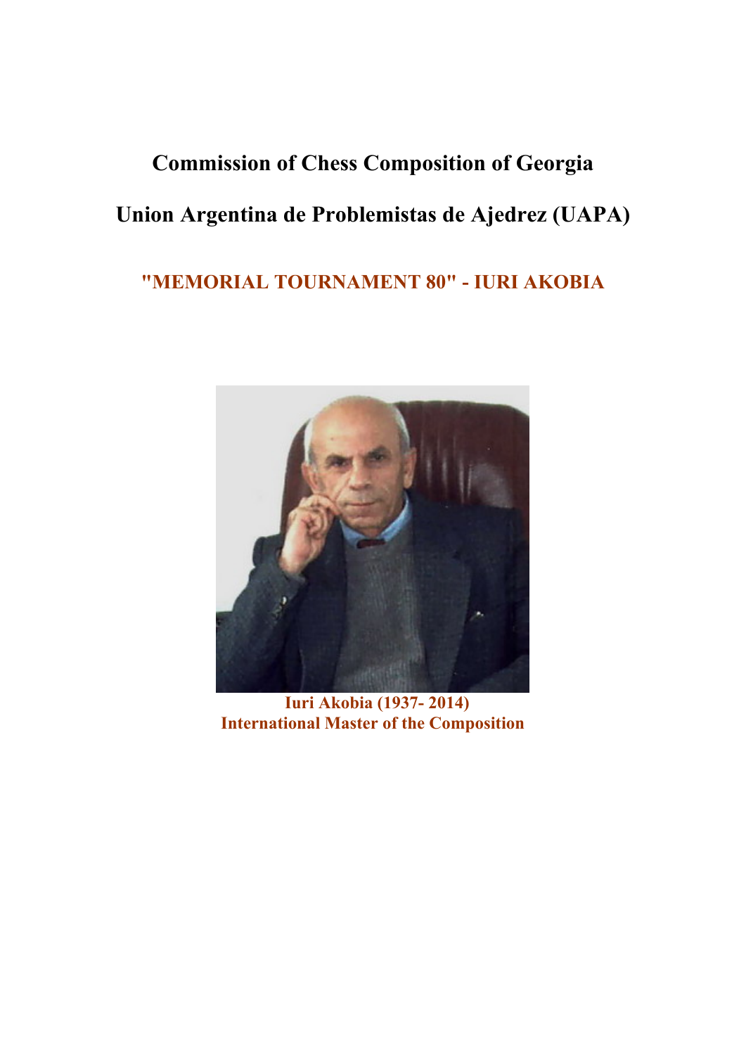# Commission of Chess Composition of Georgia

# Union Argentina de Problemistas de Ajedrez (UAPA)

## "MEMORIAL TOURNAMENT 80" - IURI AKOBIA

**Iuri Akobia (1937- 2014)**
**International Master of the Composition**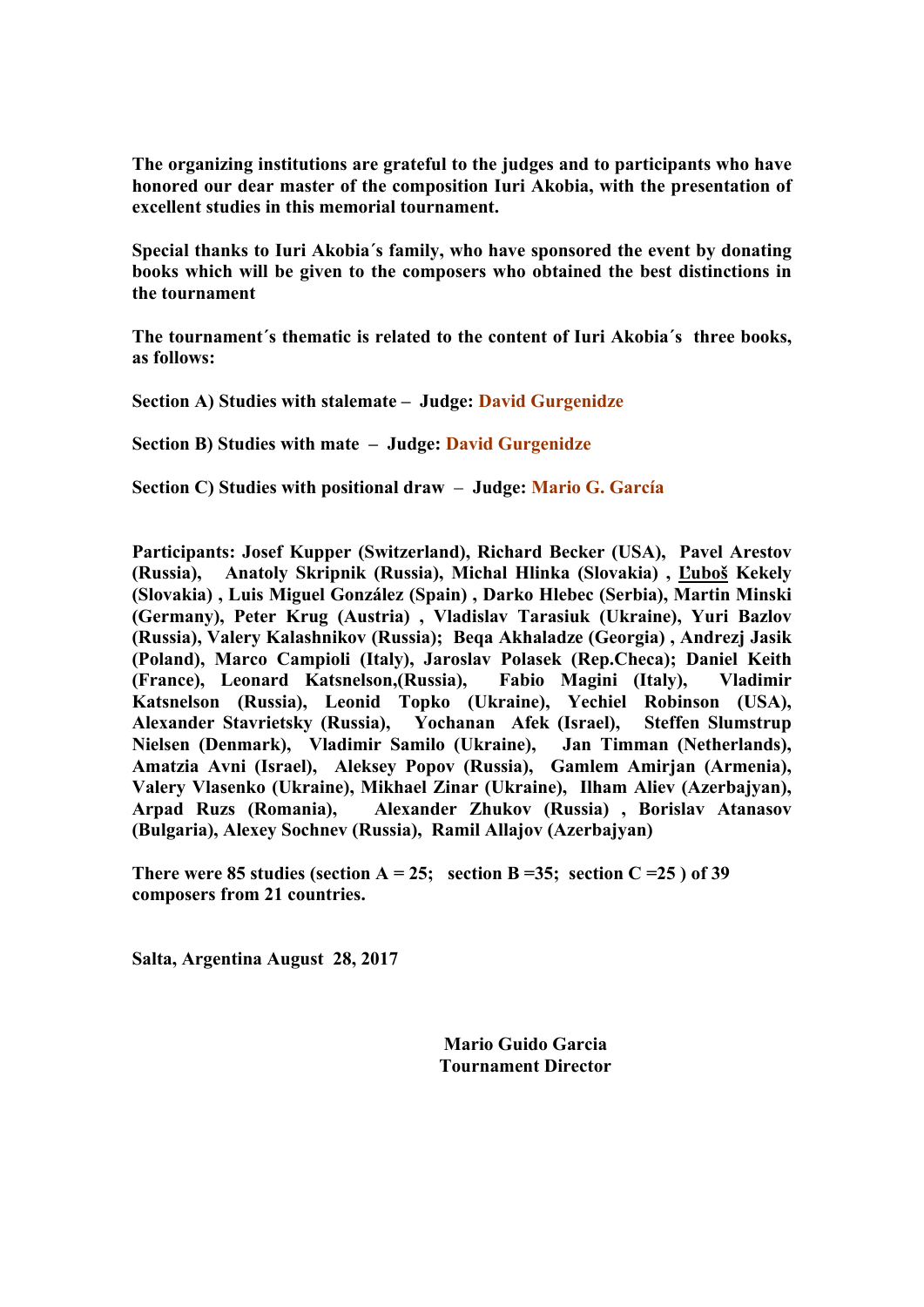**The organizing institutions are grateful to the judges and to participants who have honored our dear master of the composition Iuri Akobia, with the presentation of excellent studies in this memorial tournament.**

**Special thanks to Iuri Akobia´s family, who have sponsored the event by donating books which will be given to the composers who obtained the best distinctions in the tournament**

**The tournament´s thematic is related to the content of Iuri Akobia´s three books, as follows:**

**Section A) Studies with stalemate – Judge: David Gurgenidze**

**Section B) Studies with mate – Judge: David Gurgenidze**

**Section C) Studies with positional draw – Judge: Mario G. García**

**Participants: Josef Kupper (Switzerland), Richard Becker (USA), Pavel Arestov (Russia), Anatoly Skripnik (Russia), Michal Hlinka (Slovakia) , Ľuboš Kekely (Slovakia) , Luis Miguel González (Spain) , Darko Hlebec (Serbia), Martin Minski (Germany), Peter Krug (Austria) , Vladislav Tarasiuk (Ukraine), Yuri Bazlov (Russia), Valery Kalashnikov (Russia); Beqa Akhaladze (Georgia) , Andrezj Jasik (Poland), Marco Campioli (Italy), Jaroslav Polasek (Rep.Checa); Daniel Keith (France), Leonard Katsnelson,(Russia), Fabio Magini (Italy), Vladimir Katsnelson (Russia), Leonid Topko (Ukraine), Yechiel Robinson (USA), Alexander Stavrietsky (Russia), Yochanan Afek (Israel), Steffen Slumstrup Nielsen (Denmark), Vladimir Samilo (Ukraine), Jan Timman (Netherlands), Amatzia Avni (Israel), Aleksey Popov (Russia), Gamlem Amirjan (Armenia), Valery Vlasenko (Ukraine), Mikhael Zinar (Ukraine), Ilham Aliev (Azerbajyan), Arpad Ruzs (Romania), Alexander Zhukov (Russia) , Borislav Atanasov (Bulgaria), Alexey Sochnev (Russia), Ramil Allajov (Azerbajyan)**

**There were 85 studies (section A = 25; section B =35; section C =25 ) of 39 composers from 21 countries.**

**Salta, Argentina August 28, 2017**

**Mario Guido Garcia**
**Tournament Director**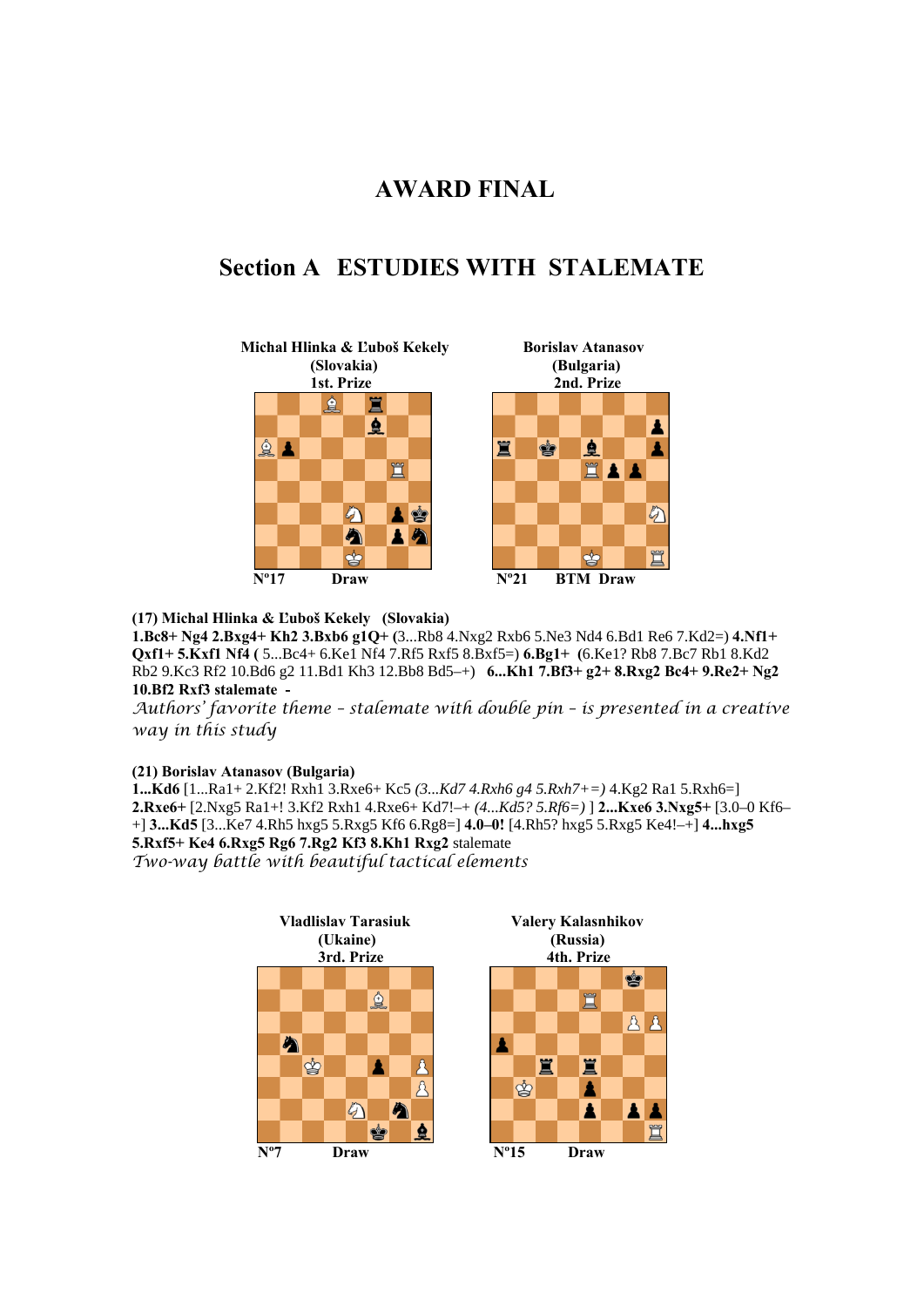# AWARD FINAL

## Section A ESTUDIES WITH STALEMATE

**Michal Hlinka & Ľuboš Kekely**
**(Slovakia)**
**1st. Prize**

Nº17 Draw

**Borislav Atanasov**
**(Bulgaria)**
**2nd. Prize**

Nº21 BTM Draw

**(17) Michal Hlinka & Ľuboš Kekely (Slovakia)**
**1.Bc8+ Ng4 2.Bxg4+ Kh2 3.Bxb6 g1Q+ (**3...Rb8 4.Nxg2 Rxb6 5.Ne3 Nd4 6.Bd1 Re6 7.Kd2=) **4.Nf1+ Qxf1+ 5.Kxf1 Nf4 (** 5...Bc4+ 6.Ke1 Nf4 7.Rf5 Rxf5 8.Bxf5=) **6.Bg1+ (**6.Ke1? Rb8 7.Bc7 Rb1 8.Kd2 Rb2 9.Kc3 Rf2 10.Bd6 g2 11.Bd1 Kh3 12.Bb8 Bd5–+) **6...Kh1 7.Bf3+ g2+ 8.Rxg2 Bc4+ 9.Re2+ Ng2 10.Bf2 Rxf3 stalemate -**

*Authors' favorite theme – stalemate with double pin – is presented in a creative way in this study*

**(21) Borislav Atanasov (Bulgaria)**
**1...Kd6** [1...Ra1+ 2.Kf2! Rxh1 3.Rxe6+ Kc5 *(3...Kd7 4.Rxh6 g4 5.Rxh7+=)* 4.Kg2 Ra1 5.Rxh6=] **2.Rxe6+** [2.Nxg5 Ra1+! 3.Kf2 Rxh1 4.Rxe6+ Kd7!–+ *(4...Kd5? 5.Rf6=)* ] **2...Kxe6 3.Nxg5+** [3.0–0 Kf6–+] **3...Kd5** [3...Ke7 4.Rh5 hxg5 5.Rxg5 Kf6 6.Rg8=] **4.0–0!** [4.Rh5? hxg5 5.Rxg5 Ke4!–+] **4...hxg5 5.Rxf5+ Ke4 6.Rxg5 Rg6 7.Rg2 Kf3 8.Kh1 Rxg2** stalemate

*Two-way battle with beautiful tactical elements*

**Vladlislav Tarasiuk**
**(Ukaine)**
**3rd. Prize**

Nº7 Draw

**Valery Kalasnhikov**
**(Russia)**
**4th. Prize**

Nº15 Draw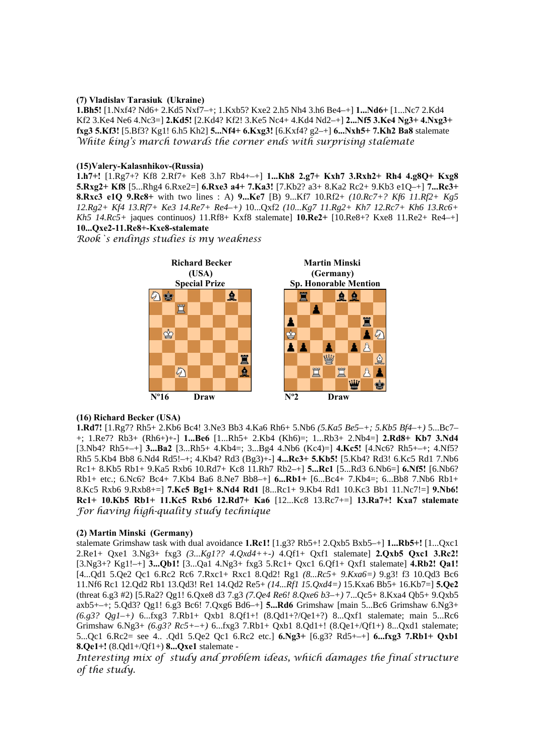**(7) Vladislav Tarasiuk (Ukraine)**

**1.Bh5!** [1.Nxf4? Nd6+ 2.Kd5 Nxf7–+; 1.Kxb5? Kxe2 2.h5 Nh4 3.h6 Be4–+] **1...Nd6+** [1...Nc7 2.Kd4 Kf2 3.Ke4 Ne6 4.Nc3=] **2.Kd5!** [2.Kd4? Kf2! 3.Ke5 Nc4+ 4.Kd4 Nd2–+] **2...Nf5 3.Ke4 Ng3+ 4.Nxg3+ fxg3 5.Kf3!** [5.Bf3? Kg1! 6.h5 Kh2] **5...Nf4+ 6.Kxg3!** [6.Kxf4? g2–+] **6...Nxh5+ 7.Kh2 Ba8** stalemate

*White king's march towards the corner ends with surprising stalemate*

**(15)Valery-Kalashnikov-(Russia)**

**1.h7+!** [1.Rg7+? Kf8 2.Rf7+ Ke8 3.h7 Rb4+–+] **1...Kh8 2.g7+ Kxh7 3.Rxh2+ Rh4 4.g8Q+ Kxg8 5.Rxg2+ Kf8** [5...Rhg4 6.Rxe2=] **6.Rxe3 a4+ 7.Ka3!** [7.Kb2? a3+ 8.Ka2 Rc2+ 9.Kb3 e1Q–+] **7...Rc3+ 8.Rxc3 e1Q 9.Rc8+** with two lines : A) **9...Ke7** [B) 9...Kf7 10.Rf2+ *(10.Rc7+? Kf6 11.Rf2+ Kg5 12.Rg2+ Kf4 13.Rf7+ Ke3 14.Re7+ Re4–+)* 10...Qxf2 *(10...Kg7 11.Rg2+ Kh7 12.Rc7+ Kh6 13.Rc6+ Kh5 14.Rc5+* jaques continuos*)* 11.Rf8+ Kxf8 stalemate] **10.Re2+** [10.Re8+? Kxe8 11.Re2+ Re4–+] **10...Qxe2-11.Re8+-Kxe8-stalemate**

*Rook `s endings studies is my weakness*

**Richard Becker**
**(USA)**
**Special Prize**

Nº16 Draw

**Martin Minski**
**(Germany)**
**Sp. Honorable Mention**

Nº2 Draw

**(16) Richard Becker (USA)**

**1.Rd7!** [1.Rg7? Rh5+ 2.Kb6 Bc4! 3.Ne3 Bb3 4.Ka6 Rh6+ 5.Nb6 *(5.Ka5 Be5–+; 5.Kb5 Bf4–+)* 5...Bc7–+; 1.Re7? Rb3+ (Rh6+)+-] **1...Be6** [1...Rh5+ 2.Kb4 (Kh6)=; 1...Rb3+ 2.Nb4=] **2.Rd8+ Kb7 3.Nd4** [3.Nb4? Rh5+–+] **3...Ba2** [3...Rh5+ 4.Kb4=; 3...Bg4 4.Nb6 (Kc4)=] **4.Kc5!** [4.Nc6? Rh5+–+; 4.Nf5? Rh5 5.Kb4 Bb8 6.Nd4 Rd5!–+; 4.Kb4? Rd3 (Bg3)+-] **4...Rc3+ 5.Kb5!** [5.Kb4? Rd3! 6.Kc5 Rd1 7.Nb6 Rc1+ 8.Kb5 Rb1+ 9.Ka5 Rxb6 10.Rd7+ Kc8 11.Rh7 Rb2–+] **5...Rc1** [5...Rd3 6.Nb6=] **6.Nf5!** [6.Nb6? Rb1+ etc.; 6.Nc6? Bc4+ 7.Kb4 Ba6 8.Ne7 Bb8–+] **6...Rb1+** [6...Bc4+ 7.Kb4=; 6...Bb8 7.Nb6 Rb1+ 8.Kc5 Rxb6 9.Rxb8+=] **7.Kc5 Bg1+ 8.Nd4 Rd1** [8...Rc1+ 9.Kb4 Rd1 10.Kc3 Bb1 11.Nc7!=] **9.Nb6! Rc1+ 10.Kb5 Rb1+ 11.Kc5 Rxb6 12.Rd7+ Ka6** [12...Kc8 13.Rc7+=] **13.Ra7+! Kxa7 stalemate**

*For having high-quality study technique*

**(2) Martin Minski (Germany)**

stalemate Grimshaw task with dual avoidance **1.Rc1!** [1.g3? Rb5+! 2.Qxb5 Bxb5–+] **1...Rb5+!** [1...Qxc1 2.Re1+ Qxe1 3.Ng3+ fxg3 *(3...Kg1?? 4.Qxd4++-)* 4.Qf1+ Qxf1 stalemate] **2.Qxb5 Qxc1 3.Rc2!** [3.Ng3+? Kg1!–+] **3...Qb1!** [3...Qa1 4.Ng3+ fxg3 5.Rc1+ Qxc1 6.Qf1+ Qxf1 stalemate] **4.Rb2! Qa1!** [4...Qd1 5.Qe2 Qc1 6.Rc2 Rc6 7.Rxc1+ Rxc1 8.Qd2! Rg1 *(8...Rc5+ 9.Kxa6=)* 9.g3! f3 10.Qd3 Bc6 11.Nf6 Rc1 12.Qd2 Rb1 13.Qd3! Re1 14.Qd2 Re5+ *(14...Rf1 15.Qxd4=)* 15.Kxa6 Bb5+ 16.Kb7=] **5.Qe2** (threat 6.g3 #2) [5.Ra2? Qg1! 6.Qxe8 d3 7.g3 *(7.Qe4 Re6! 8.Qxe6 b3–+)* 7...Qc5+ 8.Kxa4 Qb5+ 9.Qxb5 axb5+–+; 5.Qd3? Qg1! 6.g3 Bc6! 7.Qxg6 Bd6–+] **5...Rd6** Grimshaw [main 5...Bc6 Grimshaw 6.Ng3+ *(6.g3? Qg1–+)* 6...fxg3 7.Rb1+ Qxb1 8.Qf1+! (8.Qd1+?/Qe1+?) 8...Qxf1 stalemate; main 5...Rc6 Grimshaw 6.Ng3+ *(6.g3? Rc5+–+)* 6...fxg3 7.Rb1+ Qxb1 8.Qd1+! (8.Qe1+/Qf1+) 8...Qxd1 stalemate; 5...Qc1 6.Rc2= see 4.. .Qd1 5.Qe2 Qc1 6.Rc2 etc.] **6.Ng3+** [6.g3? Rd5+–+] **6...fxg3 7.Rb1+ Qxb1 8.Qe1+!** (8.Qd1+/Qf1+) **8...Qxe1** stalemate -

*Interesting mix of study and problem ideas, which damages the final structure of the study.*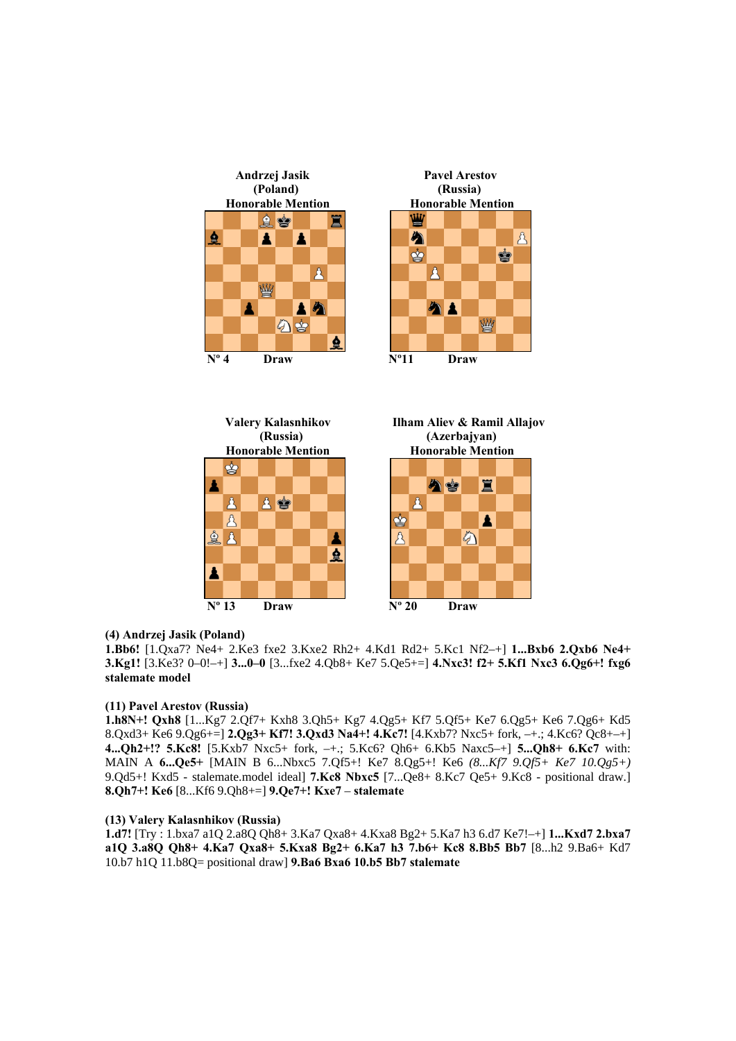Andrzej Jasik
(Poland)
Honorable Mention

Nº 4 Draw

Pavel Arestov
(Russia)
Honorable Mention

Nº11 Draw

Valery Kalasnhikov
(Russia)
Honorable Mention

Nº 13 Draw

Ilham Aliev & Ramil Allajov
(Azerbajyan)
Honorable Mention

Nº 20 Draw

**(4) Andrzej Jasik (Poland)**

**1.Bb6!** [1.Qxa7? Ne4+ 2.Ke3 fxe2 3.Kxe2 Rh2+ 4.Kd1 Rd2+ 5.Kc1 Nf2–+] **1...Bxb6 2.Qxb6 Ne4+ 3.Kg1!** [3.Ke3? 0–0!–+] **3...0–0** [3...fxe2 4.Qb8+ Ke7 5.Qe5+=] **4.Nxc3! f2+ 5.Kf1 Nxc3 6.Qg6+! fxg6 stalemate model**

**(11) Pavel Arestov (Russia)**

**1.h8N+! Qxh8** [1...Kg7 2.Qf7+ Kxh8 3.Qh5+ Kg7 4.Qg5+ Kf7 5.Qf5+ Ke7 6.Qg5+ Ke6 7.Qg6+ Kd5 8.Qxd3+ Ke6 9.Qg6+=] **2.Qg3+ Kf7! 3.Qxd3 Na4+! 4.Kc7!** [4.Kxb7? Nxc5+ fork, –+.; 4.Kc6? Qc8+–+] **4...Qh2+!? 5.Kc8!** [5.Kxb7 Nxc5+ fork, –+.; 5.Kc6? Qh6+ 6.Kb5 Naxc5–+] **5...Qh8+ 6.Kc7** with: MAIN A **6...Qe5+** [MAIN B 6...Nbxc5 7.Qf5+! Ke7 8.Qg5+! Ke6 *(8...Kf7 9.Qf5+ Ke7 10.Qg5+)* 9.Qd5+! Kxd5 - stalemate.model ideal] **7.Kc8 Nbxc5** [7...Qe8+ 8.Kc7 Qe5+ 9.Kc8 - positional draw.] **8.Qh7+! Ke6** [8...Kf6 9.Qh8+=] **9.Qe7+! Kxe7 – stalemate**

**(13) Valery Kalasnhikov (Russia)**

**1.d7!** [Try : 1.bxa7 a1Q 2.a8Q Qh8+ 3.Ka7 Qxa8+ 4.Kxa8 Bg2+ 5.Ka7 h3 6.d7 Ke7!–+] **1...Kxd7 2.bxa7 a1Q 3.a8Q Qh8+ 4.Ka7 Qxa8+ 5.Kxa8 Bg2+ 6.Ka7 h3 7.b6+ Kc8 8.Bb5 Bb7** [8...h2 9.Ba6+ Kd7 10.b7 h1Q 11.b8Q= positional draw] **9.Ba6 Bxa6 10.b5 Bb7 stalemate**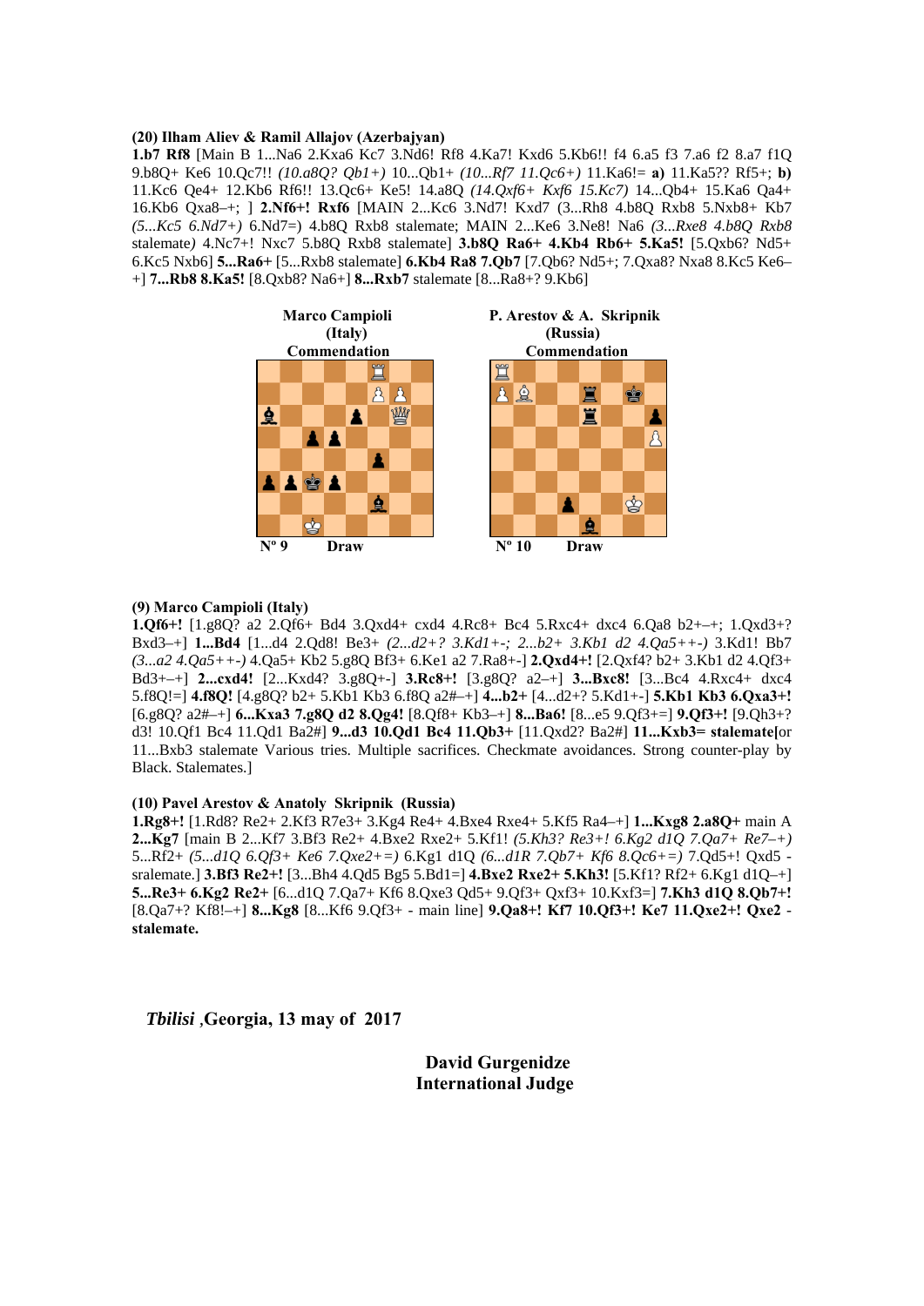**(20) Ilham Aliev & Ramil Allajov (Azerbajyan)**

**1.b7 Rf8** [Main B 1...Na6 2.Kxa6 Kc7 3.Nd6! Rf8 4.Ka7! Kxd6 5.Kb6!! f4 6.a5 f3 7.a6 f2 8.a7 f1Q 9.b8Q+ Ke6 10.Qc7!! *(10.a8Q? Qb1+)* 10...Qb1+ *(10...Rf7 11.Qc6+)* 11.Ka6!= **a)** 11.Ka5?? Rf5+; **b)** 11.Kc6 Qe4+ 12.Kb6 Rf6!! 13.Qc6+ Ke5! 14.a8Q *(14.Qxf6+ Kxf6 15.Kc7)* 14...Qb4+ 15.Ka6 Qa4+ 16.Kb6 Qxa8–+; ] **2.Nf6+! Rxf6** [MAIN 2...Kc6 3.Nd7! Kxd7 (3...Rh8 4.b8Q Rxb8 5.Nxb8+ Kb7 *(5...Kc5 6.Nd7+)* 6.Nd7=) 4.b8Q Rxb8 stalemate; MAIN 2...Ke6 3.Ne8! Na6 *(3...Rxe8 4.b8Q Rxb8* stalemate*)* 4.Nc7+! Nxc7 5.b8Q Rxb8 stalemate] **3.b8Q Ra6+ 4.Kb4 Rb6+ 5.Ka5!** [5.Qxb6? Nd5+ 6.Kc5 Nxb6] **5...Ra6+** [5...Rxb8 stalemate] **6.Kb4 Ra8 7.Qb7** [7.Qb6? Nd5+; 7.Qxa8? Nxa8 8.Kc5 Ke6–+] **7...Rb8 8.Ka5!** [8.Qxb8? Na6+] **8...Rxb7** stalemate [8...Ra8+? 9.Kb6]

**Marco Campioli (Italy)**
**Commendation**

Nº 9 Draw

**P. Arestov & A. Skripnik (Russia)**
**Commendation**

Nº 10 Draw

**(9) Marco Campioli (Italy)**

**1.Qf6+!** [1.g8Q? a2 2.Qf6+ Bd4 3.Qxd4+ cxd4 4.Rc8+ Bc4 5.Rxc4+ dxc4 6.Qa8 b2+–+; 1.Qxd3+? Bxd3–+] **1...Bd4** [1...d4 2.Qd8! Be3+ *(2...d2+? 3.Kd1+-; 2...b2+ 3.Kb1 d2 4.Qa5++-)* 3.Kd1! Bb7 *(3...a2 4.Qa5++-)* 4.Qa5+ Kb2 5.g8Q Bf3+ 6.Ke1 a2 7.Ra8+-] **2.Qxd4+!** [2.Qxf4? b2+ 3.Kb1 d2 4.Qf3+ Bd3+–+] **2...cxd4!** [2...Kxd4? 3.g8Q+-] **3.Rc8+!** [3.g8Q? a2–+] **3...Bxc8!** [3...Bc4 4.Rxc4+ dxc4 5.f8Q!=] **4.f8Q!** [4.g8Q? b2+ 5.Kb1 Kb3 6.f8Q a2#–+] **4...b2+** [4...d2+? 5.Kd1+-] **5.Kb1 Kb3 6.Qxa3+!** [6.g8Q? a2#–+] **6...Kxa3 7.g8Q d2 8.Qg4!** [8.Qf8+ Kb3–+] **8...Ba6!** [8...e5 9.Qf3+=] **9.Qf3+!** [9.Qh3+? d3! 10.Qf1 Bc4 11.Qd1 Ba2#] **9...d3 10.Qd1 Bc4 11.Qb3+** [11.Qxd2? Ba2#] **11...Kxb3= stalemate[**or 11...Bxb3 stalemate Various tries. Multiple sacrifices. Checkmate avoidances. Strong counter-play by Black. Stalemates.]

**(10) Pavel Arestov & Anatoly Skripnik (Russia)**

**1.Rg8+!** [1.Rd8? Re2+ 2.Kf3 R7e3+ 3.Kg4 Re4+ 4.Bxe4 Rxe4+ 5.Kf5 Ra4–+] **1...Kxg8 2.a8Q+** main A **2...Kg7** [main B 2...Kf7 3.Bf3 Re2+ 4.Bxe2 Rxe2+ 5.Kf1! *(5.Kh3? Re3+! 6.Kg2 d1Q 7.Qa7+ Re7–+)* 5...Rf2+ *(5...d1Q 6.Qf3+ Ke6 7.Qxe2+=)* 6.Kg1 d1Q *(6...d1R 7.Qb7+ Kf6 8.Qc6+=)* 7.Qd5+! Qxd5 - sralemate.] **3.Bf3 Re2+!** [3...Bh4 4.Qd5 Bg5 5.Bd1=] **4.Bxe2 Rxe2+ 5.Kh3!** [5.Kf1? Rf2+ 6.Kg1 d1Q–+] **5...Re3+ 6.Kg2 Re2+** [6...d1Q 7.Qa7+ Kf6 8.Qxe3 Qd5+ 9.Qf3+ Qxf3+ 10.Kxf3=] **7.Kh3 d1Q 8.Qb7+!** [8.Qa7+? Kf8!–+] **8...Kg8** [8...Kf6 9.Qf3+ - main line] **9.Qa8+! Kf7 10.Qf3+! Ke7 11.Qxe2+! Qxe2 - stalemate.**

***Tbilisi*** **,Georgia, 13 may of 2017**

**David Gurgenidze**
**International Judge**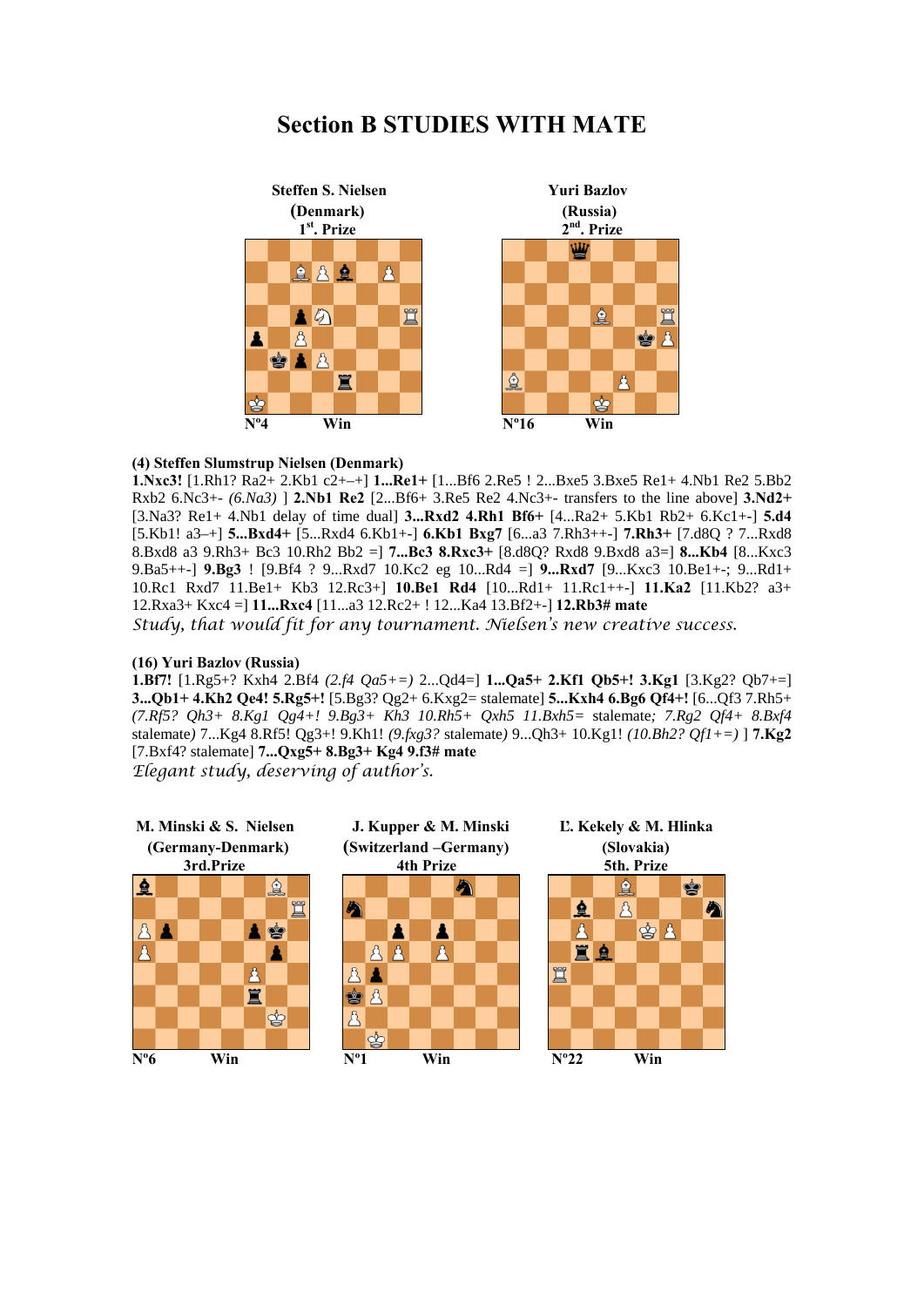# Section B STUDIES WITH MATE

**Steffen S. Nielsen**
**(Denmark)**
**1st. Prize**

**Nº4 Win**

**Yuri Bazlov**
**(Russia)**
**2nd. Prize**

**Nº16 Win**

**(4) Steffen Slumstrup Nielsen (Denmark)**

**1.Nxc3!** [1.Rh1? Ra2+ 2.Kb1 c2+–+] **1...Re1+** [1...Bf6 2.Re5 ! 2...Bxe5 3.Bxe5 Re1+ 4.Nb1 Re2 5.Bb2 Rxb2 6.Nc3+- *(6.Na3)* ] **2.Nb1 Re2** [2...Bf6+ 3.Re5 Re2 4.Nc3+- transfers to the line above] **3.Nd2+** [3.Na3? Re1+ 4.Nb1 delay of time dual] **3...Rxd2 4.Rh1 Bf6+** [4...Ra2+ 5.Kb1 Rb2+ 6.Kc1+-] **5.d4** [5.Kb1! a3–+] **5...Bxd4+** [5...Rxd4 6.Kb1+-] **6.Kb1 Bxg7** [6...a3 7.Rh3++-] **7.Rh3+** [7.d8Q ? 7...Rxd8 8.Bxd8 a3 9.Rh3+ Bc3 10.Rh2 Bb2 =] **7...Bc3 8.Rxc3+** [8.d8Q? Rxd8 9.Bxd8 a3=] **8...Kb4** [8...Kxc3 9.Ba5++-] **9.Bg3** ! [9.Bf4 ? 9...Rxd7 10.Kc2 eg 10...Rd4 =] **9...Rxd7** [9...Kxc3 10.Be1+-; 9...Rd1+ 10.Rc1 Rxd7 11.Be1+ Kb3 12.Rc3+] **10.Be1 Rd4** [10...Rd1+ 11.Rc1++-] **11.Ka2** [11.Kb2? a3+ 12.Rxa3+ Kxc4 =] **11...Rxc4** [11...a3 12.Rc2+ ! 12...Ka4 13.Bf2+-] **12.Rb3# mate**

*Study, that would fit for any tournament. Nielsen's new creative success.*

**(16) Yuri Bazlov (Russia)**

**1.Bf7!** [1.Rg5+? Kxh4 2.Bf4 *(2.f4 Qa5+=)* 2...Qd4=] **1...Qa5+ 2.Kf1 Qb5+! 3.Kg1** [3.Kg2? Qb7+=] **3...Qb1+ 4.Kh2 Qe4! 5.Rg5+!** [5.Bg3? Qg2+ 6.Kxg2= stalemate] **5...Kxh4 6.Bg6 Qf4+!** [6...Qf3 7.Rh5+ *(7.Rf5? Qh3+ 8.Kg1 Qg4+! 9.Bg3+ Kh3 10.Rh5+ Qxh5 11.Bxh5=* stalemate; *7.Rg2 Qf4+ 8.Bxf4* stalemate*)* 7...Kg4 8.Rf5! Qg3+! 9.Kh1! *(9.fxg3?* stalemate*)* 9...Qh3+ 10.Kg1! *(10.Bh2? Qf1+=)* ] **7.Kg2** [7.Bxf4? stalemate] **7...Qxg5+ 8.Bg3+ Kg4 9.f3# mate**

*Elegant study, deserving of author's.*

**M. Minski & S. Nielsen**
**(Germany-Denmark)**
**3rd.Prize**

**Nº6 Win**

**J. Kupper & M. Minski**
**(Switzerland –Germany)**
**4th Prize**

**Nº1 Win**

**Ľ. Kekely & M. Hlinka**
**(Slovakia)**
**5th. Prize**

**Nº22 Win**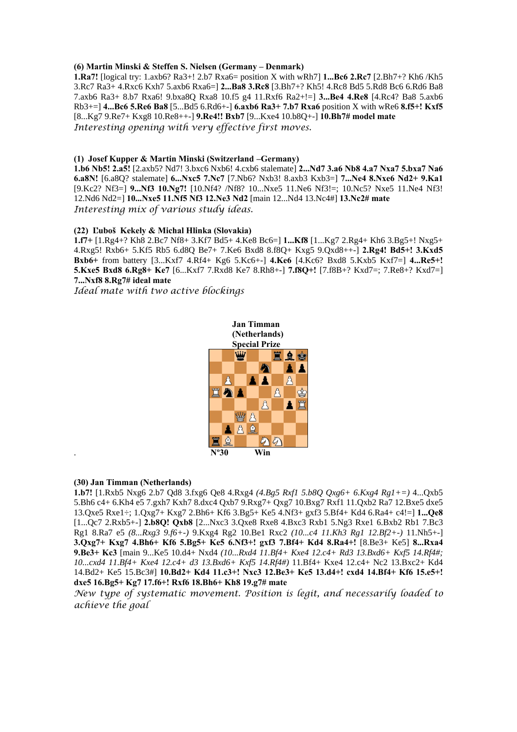**(6) Martin Minski & Steffen S. Nielsen (Germany – Denmark)**

**1.Ra7!** [logical try: 1.axb6? Ra3+! 2.b7 Rxa6= position X with wRh7] **1...Bc6 2.Rc7** [2.Bh7+? Kh6 /Kh5 3.Rc7 Ra3+ 4.Rxc6 Kxh7 5.axb6 Rxa6=] **2...Ba8 3.Rc8** [3.Bh7+? Kh5! 4.Rc8 Bd5 5.Rd8 Bc6 6.Rd6 Ba8 7.axb6 Ra3+ 8.b7 Rxa6! 9.bxa8Q Rxa8 10.f5 g4 11.Rxf6 Ra2+!=] **3...Be4 4.Re8** [4.Rc4? Ba8 5.axb6 Rb3+=] **4...Bc6 5.Re6 Ba8** [5...Bd5 6.Rd6+-] **6.axb6 Ra3+ 7.b7 Rxa6** position X with wRe6 **8.f5+! Kxf5** [8...Kg7 9.Re7+ Kxg8 10.Re8++-] **9.Re4!! Bxb7** [9...Kxe4 10.b8Q+-] **10.Bh7# model mate**

*Interesting opening with very effective first moves.*

**(1) Josef Kupper & Martin Minski (Switzerland –Germany)**

**1.b6 Nb5! 2.a5!** [2.axb5? Nd7! 3.bxc6 Nxb6! 4.cxb6 stalemate] **2...Nd7 3.a6 Nb8 4.a7 Nxa7 5.bxa7 Na6 6.a8N!** [6.a8Q? stalemate] **6...Nxc5 7.Nc7** [7.Nb6? Nxb3! 8.axb3 Kxb3=] **7...Ne4 8.Nxe6 Nd2+ 9.Ka1** [9.Kc2? Nf3=] **9...Nf3 10.Ng7!** [10.Nf4? /Nf8? 10...Nxe5 11.Ne6 Nf3!=; 10.Nc5? Nxe5 11.Ne4 Nf3! 12.Nd6 Nd2=] **10...Nxe5 11.Nf5 Nf3 12.Ne3 Nd2** [main 12...Nd4 13.Nc4#] **13.Nc2# mate**

*Interesting mix of various study ideas.*

**(22) Ľuboš Kekely & Michal Hlinka (Slovakia)**

**1.f7+** [1.Rg4+? Kh8 2.Bc7 Nf8+ 3.Kf7 Bd5+ 4.Ke8 Bc6=] **1...Kf8** [1...Kg7 2.Rg4+ Kh6 3.Bg5+! Nxg5+ 4.Rxg5! Rxb6+ 4.Kf5 Rb5 6.d8Q Be7+ 7.Ke6 Bxd8 8.f8Q+ Kxg5 9.Qxd8++-] **2.Rg4! Bd5+! 3.Kxd5 Bxb6+** from battery [3...Kxf7 4.Rf4+ Kg6 5.Kc6+-] **4.Ke6** [4.Kc6? Bxd8 5.Kxb5 Kxf7=] **4...Re5+! 5.Kxe5 Bxd8 6.Rg8+ Ke7** [6...Kxf7 7.Rxd8 Ke7 8.Rh8+-] **7.f8Q+!** [7.f8B+? Kxd7=; 7.Re8+? Kxd7=] **7...Nxf8 8.Rg7# ideal mate**

*Ideal mate with two active blockings*

**Jan Timman**
**(Netherlands)**
**Special Prize**

**Nº30** **Win**

**(30) Jan Timman (Netherlands)**

**1.b7!** [1.Rxb5 Nxg6 2.b7 Qd8 3.fxg6 Qe8 4.Rxg4 *(4.Bg5 Rxf1 5.b8Q Qxg6+ 6.Kxg4 Rg1+=)* 4...Qxb5 5.Bh6 c4+ 6.Kh4 e5 7.gxh7 Kxh7 8.dxc4 Qxb7 9.Rxg7+ Qxg7 10.Bxg7 Rxf1 11.Qxb2 Ra7 12.Bxe5 dxe5 13.Qxe5 Rxe1÷; 1.Qxg7+ Kxg7 2.Bh6+ Kf6 3.Bg5+ Ke5 4.Nf3+ gxf3 5.Bf4+ Kd4 6.Ra4+ c4!=] **1...Qe8** [1...Qc7 2.Rxb5+-] **2.b8Q! Qxb8** [2...Nxc3 3.Qxe8 Rxe8 4.Bxc3 Rxb1 5.Ng3 Rxe1 6.Bxb2 Rb1 7.Bc3 Rg1 8.Ra7 e5 *(8...Rxg3 9.f6+-)* 9.Kxg4 Rg2 10.Be1 Rxc2 *(10...c4 11.Kh3 Rg1 12.Bf2+-)* 11.Nh5+-] **3.Qxg7+ Kxg7 4.Bh6+ Kf6 5.Bg5+ Ke5 6.Nf3+! gxf3 7.Bf4+ Kd4 8.Ra4+!** [8.Be3+ Ke5] **8...Rxa4 9.Be3+ Kc3** [main 9...Ke5 10.d4+ Nxd4 *(10...Rxd4 11.Bf4+ Kxe4 12.c4+ Rd3 13.Bxd6+ Kxf5 14.Rf4#; 10...cxd4 11.Bf4+ Kxe4 12.c4+ d3 13.Bxd6+ Kxf5 14.Rf4#)* 11.Bf4+ Kxe4 12.c4+ Nc2 13.Bxc2+ Kd4 14.Bd2+ Ke5 15.Bc3#] **10.Bd2+ Kd4 11.c3+! Nxc3 12.Be3+ Ke5 13.d4+! cxd4 14.Bf4+ Kf6 15.e5+! dxe5 16.Bg5+ Kg7 17.f6+! Rxf6 18.Bh6+ Kh8 19.g7# mate**

*New type of systematic movement. Position is legit, and necessarily loaded to achieve the goal*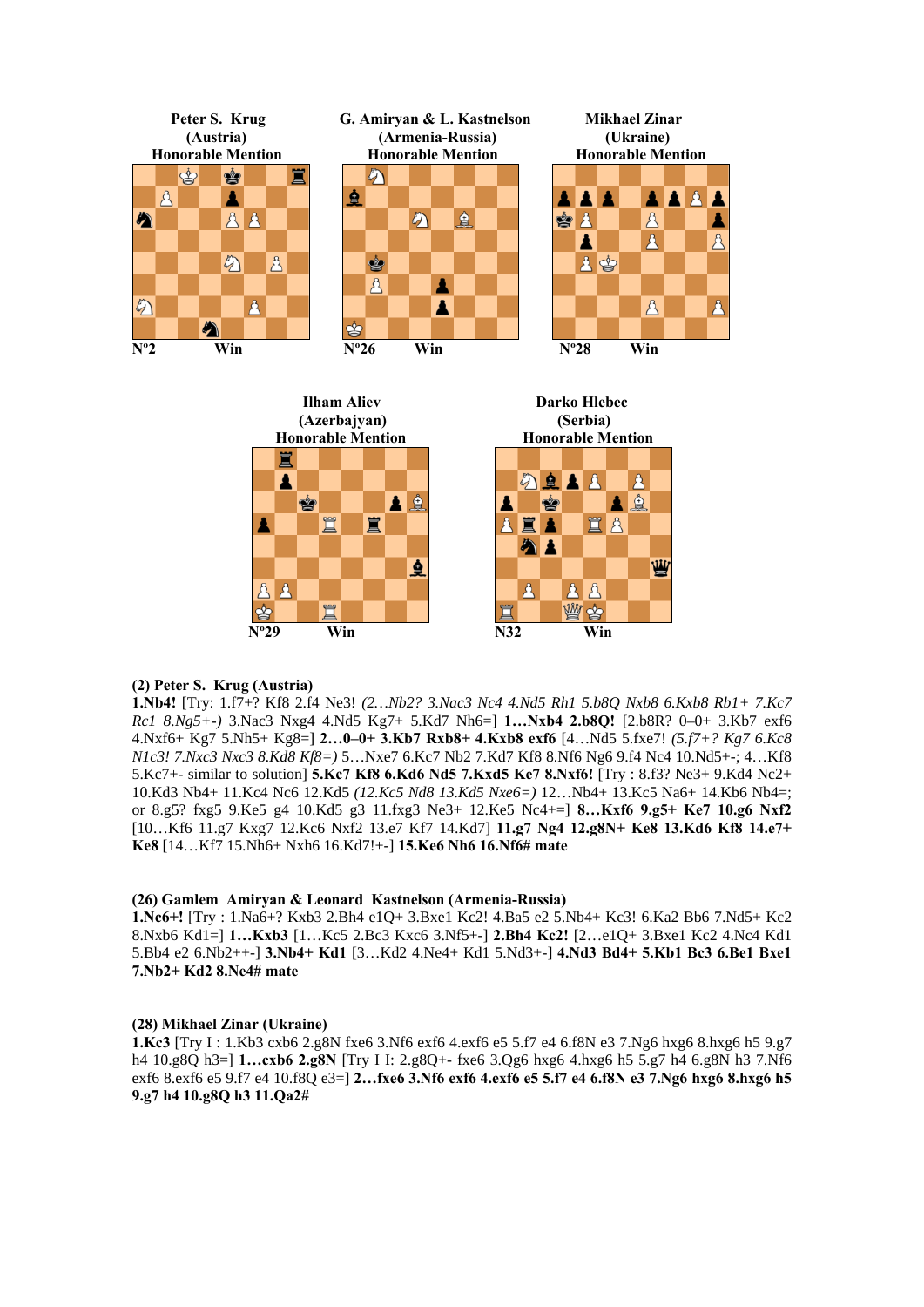**Peter S. Krug**
**(Austria)**
**Honorable Mention**

Nº2 Win

**G. Amiryan & L. Kastnelson**
**(Armenia-Russia)**
**Honorable Mention**

Nº26 Win

**Mikhael Zinar**
**(Ukraine)**
**Honorable Mention**

Nº28 Win

**Ilham Aliev**
**(Azerbajyan)**
**Honorable Mention**

Nº29 Win

**Darko Hlebec**
**(Serbia)**
**Honorable Mention**

N32 Win

**(2) Peter S. Krug (Austria)**

**1.Nb4!** [Try: 1.f7+? Kf8 2.f4 Ne3! *(2…Nb2? 3.Nac3 Nc4 4.Nd5 Rh1 5.b8Q Nxb8 6.Kxb8 Rb1+ 7.Kc7 Rc1 8.Ng5+-)* 3.Nac3 Nxg4 4.Nd5 Kg7+ 5.Kd7 Nh6=] **1…Nxb4 2.b8Q!** [2.b8R? 0–0+ 3.Kb7 exf6 4.Nxf6+ Kg7 5.Nh5+ Kg8=] **2…0–0+ 3.Kb7 Rxb8+ 4.Kxb8 exf6** [4…Nd5 5.fxe7! *(5.f7+? Kg7 6.Kc8 N1c3! 7.Nxc3 Nxc3 8.Kd8 Kf8=)* 5…Nxe7 6.Kc7 Nb2 7.Kd7 Kf8 8.Nf6 Ng6 9.f4 Nc4 10.Nd5+-; 4…Kf8 5.Kc7+- similar to solution] **5.Kc7 Kf8 6.Kd6 Nd5 7.Kxd5 Ke7 8.Nxf6!** [Try : 8.f3? Ne3+ 9.Kd4 Nc2+ 10.Kd3 Nb4+ 11.Kc4 Nc6 12.Kd5 *(12.Kc5 Nd8 13.Kd5 Nxe6=)* 12…Nb4+ 13.Kc5 Na6+ 14.Kb6 Nb4=; or 8.g5? fxg5 9.Ke5 g4 10.Kd5 g3 11.fxg3 Ne3+ 12.Ke5 Nc4+=] **8…Kxf6 9.g5+ Ke7 10.g6 Nxf2** [10…Kf6 11.g7 Kxg7 12.Kc6 Nxf2 13.e7 Kf7 14.Kd7] **11.g7 Ng4 12.g8N+ Ke8 13.Kd6 Kf8 14.e7+ Ke8** [14…Kf7 15.Nh6+ Nxh6 16.Kd7!+-] **15.Ke6 Nh6 16.Nf6# mate**

**(26) Gamlem Amiryan & Leonard Kastnelson (Armenia-Russia)**

**1.Nc6+!** [Try : 1.Na6+? Kxb3 2.Bh4 e1Q+ 3.Bxe1 Kc2! 4.Ba5 e2 5.Nb4+ Kc3! 6.Ka2 Bb6 7.Nd5+ Kc2 8.Nxb6 Kd1=] **1…Kxb3** [1…Kc5 2.Bc3 Kxc6 3.Nf5+-] **2.Bh4 Kc2!** [2…e1Q+ 3.Bxe1 Kc2 4.Nc4 Kd1 5.Bb4 e2 6.Nb2++-] **3.Nb4+ Kd1** [3…Kd2 4.Ne4+ Kd1 5.Nd3+-] **4.Nd3 Bd4+ 5.Kb1 Bc3 6.Be1 Bxe1 7.Nb2+ Kd2 8.Ne4# mate**

**(28) Mikhael Zinar (Ukraine)**

**1.Kc3** [Try I : 1.Kb3 cxb6 2.g8N fxe6 3.Nf6 exf6 4.exf6 e5 5.f7 e4 6.f8N e3 7.Ng6 hxg6 8.hxg6 h5 9.g7 h4 10.g8Q h3=] **1…cxb6 2.g8N** [Try I I: 2.g8Q+- fxe6 3.Qg6 hxg6 4.hxg6 h5 5.g7 h4 6.g8N h3 7.Nf6 exf6 8.exf6 e5 9.f7 e4 10.f8Q e3=] **2…fxe6 3.Nf6 exf6 4.exf6 e5 5.f7 e4 6.f8N e3 7.Ng6 hxg6 8.hxg6 h5 9.g7 h4 10.g8Q h3 11.Qa2#**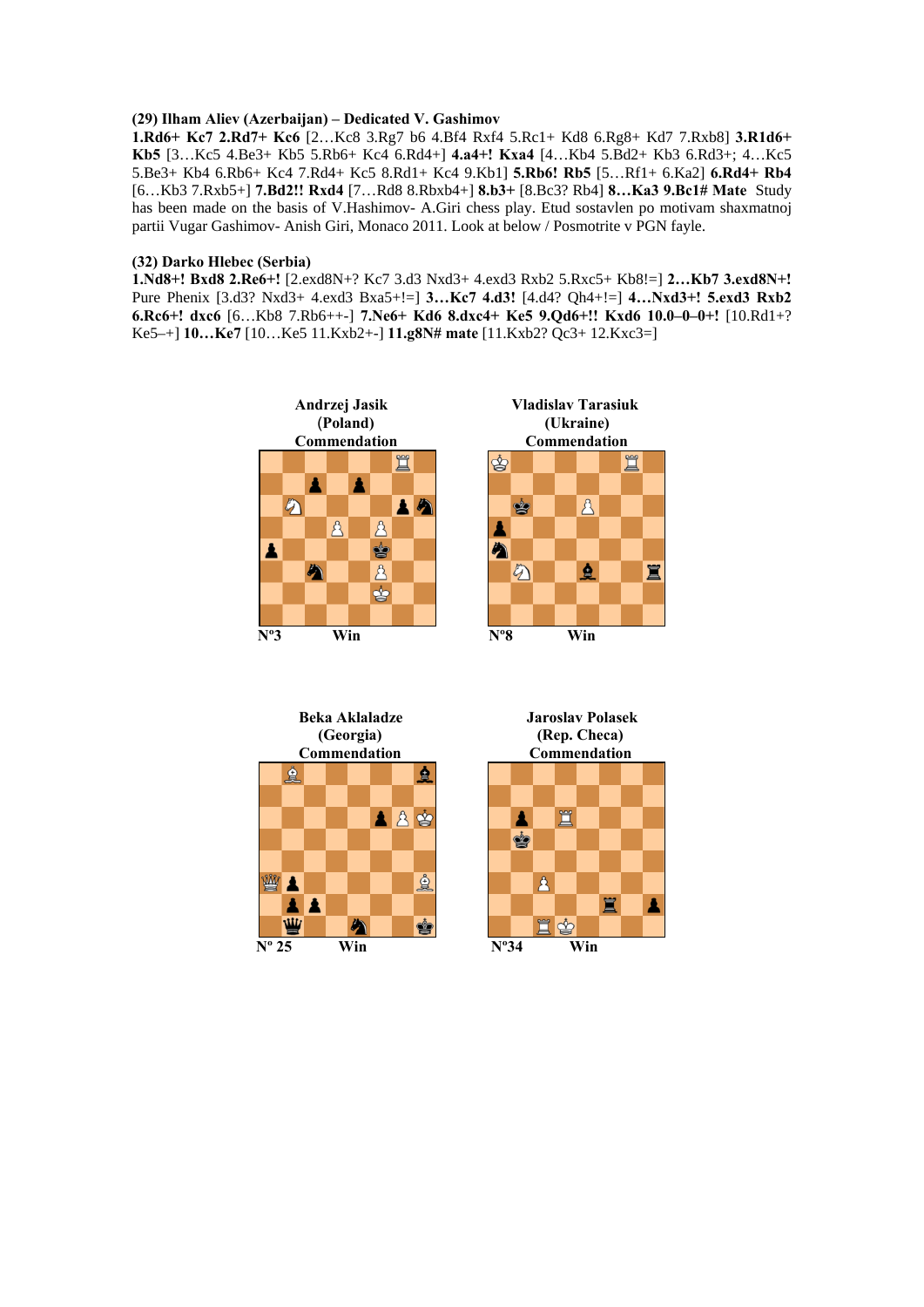**(29) Ilham Aliev (Azerbaijan) – Dedicated V. Gashimov**

**1.Rd6+ Kc7 2.Rd7+ Kc6** [2…Kc8 3.Rg7 b6 4.Bf4 Rxf4 5.Rc1+ Kd8 6.Rg8+ Kd7 7.Rxb8] **3.R1d6+ Kb5** [3…Kc5 4.Be3+ Kb5 5.Rb6+ Kc4 6.Rd4+] **4.a4+! Kxa4** [4…Kb4 5.Bd2+ Kb3 6.Rd3+; 4…Kc5 5.Be3+ Kb4 6.Rb6+ Kc4 7.Rd4+ Kc5 8.Rd1+ Kc4 9.Kb1] **5.Rb6! Rb5** [5…Rf1+ 6.Ka2] **6.Rd4+ Rb4** [6…Kb3 7.Rxb5+] **7.Bd2!! Rxd4** [7…Rd8 8.Rbxb4+] **8.b3+** [8.Bc3? Rb4] **8…Ka3 9.Bc1# Mate** Study has been made on the basis of V.Hashimov- A.Giri chess play. Etud sostavlen po motivam shaxmatnoj partii Vugar Gashimov- Anish Giri, Monaco 2011. Look at below / Posmotrite v PGN fayle.

**(32) Darko Hlebec (Serbia)**

**1.Nd8+! Bxd8 2.Re6+!** [2.exd8N+? Kc7 3.d3 Nxd3+ 4.exd3 Rxb2 5.Rxc5+ Kb8!=] **2…Kb7 3.exd8N+!** Pure Phenix [3.d3? Nxd3+ 4.exd3 Bxa5+!=] **3…Kc7 4.d3!** [4.d4? Qh4+!=] **4…Nxd3+! 5.exd3 Rxb2 6.Rc6+! dxc6** [6…Kb8 7.Rb6++-] **7.Ne6+ Kd6 8.dxc4+ Ke5 9.Qd6+!! Kxd6 10.0–0–0+!** [10.Rd1+? Ke5–+] **10…Ke7** [10…Ke5 11.Kxb2+-] **11.g8N# mate** [11.Kxb2? Qc3+ 12.Kxc3=]

**Andrzej Jasik (Poland) Commendation**

Nº3 Win

**Vladislav Tarasiuk (Ukraine) Commendation**

Nº8 Win

**Beka Aklaladze (Georgia) Commendation**

Nº 25 Win

**Jaroslav Polasek (Rep. Checa) Commendation**

Nº34 Win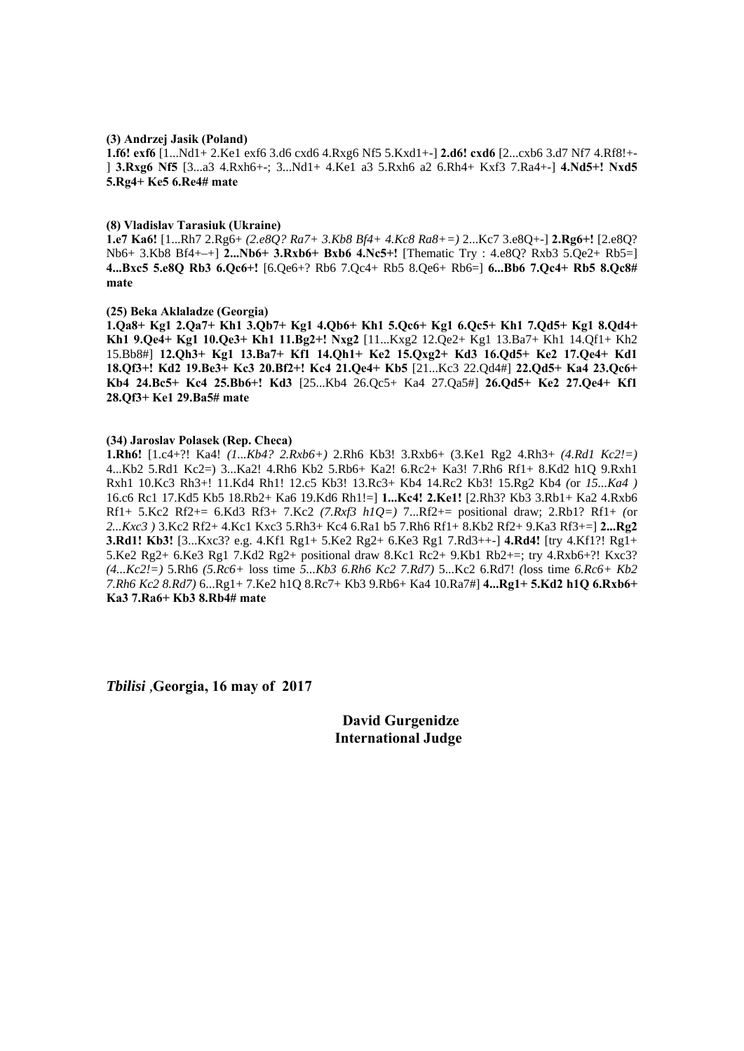**(3) Andrzej Jasik (Poland)**

**1.f6! exf6** [1...Nd1+ 2.Ke1 exf6 3.d6 cxd6 4.Rxg6 Nf5 5.Kxd1+-] **2.d6! cxd6** [2...cxb6 3.d7 Nf7 4.Rf8!+-] **3.Rxg6 Nf5** [3...a3 4.Rxh6+-; 3...Nd1+ 4.Ke1 a3 5.Rxh6 a2 6.Rh4+ Kxf3 7.Ra4+-] **4.Nd5+! Nxd5 5.Rg4+ Ke5 6.Re4# mate**

**(8) Vladislav Tarasiuk (Ukraine)**

**1.e7 Ka6!** [1...Rh7 2.Rg6+ *(2.e8Q? Ra7+ 3.Kb8 Bf4+ 4.Kc8 Ra8+=)* 2...Kc7 3.e8Q+-] **2.Rg6+!** [2.e8Q? Nb6+ 3.Kb8 Bf4+–+] **2...Nb6+ 3.Rxb6+ Bxb6 4.Nc5+!** [Thematic Try : 4.e8Q? Rxb3 5.Qe2+ Rb5=] **4...Bxc5 5.e8Q Rb3 6.Qc6+!** [6.Qe6+? Rb6 7.Qc4+ Rb5 8.Qe6+ Rb6=] **6...Bb6 7.Qc4+ Rb5 8.Qc8# mate**

**(25) Beka Aklaladze (Georgia)**

**1.Qa8+ Kg1 2.Qa7+ Kh1 3.Qb7+ Kg1 4.Qb6+ Kh1 5.Qc6+ Kg1 6.Qc5+ Kh1 7.Qd5+ Kg1 8.Qd4+ Kh1 9.Qe4+ Kg1 10.Qe3+ Kh1 11.Bg2+! Nxg2** [11...Kxg2 12.Qe2+ Kg1 13.Ba7+ Kh1 14.Qf1+ Kh2 15.Bb8#] **12.Qh3+ Kg1 13.Ba7+ Kf1 14.Qh1+ Ke2 15.Qxg2+ Kd3 16.Qd5+ Ke2 17.Qe4+ Kd1 18.Qf3+! Kd2 19.Be3+ Kc3 20.Bf2+! Kc4 21.Qe4+ Kb5** [21...Kc3 22.Qd4#] **22.Qd5+ Ka4 23.Qc6+ Kb4 24.Bc5+ Kc4 25.Bb6+! Kd3** [25...Kb4 26.Qc5+ Ka4 27.Qa5#] **26.Qd5+ Ke2 27.Qe4+ Kf1 28.Qf3+ Ke1 29.Ba5# mate**

**(34) Jaroslav Polasek (Rep. Checa)**

**1.Rh6!** [1.c4+?! Ka4! *(1...Kb4? 2.Rxb6+)* 2.Rh6 Kb3! 3.Rxb6+ (3.Ke1 Rg2 4.Rh3+ *(4.Rd1 Kc2!=)* 4...Kb2 5.Rd1 Kc2=) 3...Ka2! 4.Rh6 Kb2 5.Rb6+ Ka2! 6.Rc2+ Ka3! 7.Rh6 Rf1+ 8.Kd2 h1Q 9.Rxh1 Rxh1 10.Kc3 Rh3+! 11.Kd4 Rh1! 12.c5 Kb3! 13.Rc3+ Kb4 14.Rc2 Kb3! 15.Rg2 Kb4 *(*or *15...Ka4 )* 16.c6 Rc1 17.Kd5 Kb5 18.Rb2+ Ka6 19.Kd6 Rh1!=] **1...Kc4! 2.Ke1!** [2.Rh3? Kb3 3.Rb1+ Ka2 4.Rxb6 Rf1+ 5.Kc2 Rf2+= 6.Kd3 Rf3+ 7.Kc2 *(7.Rxf3 h1Q=)* 7...Rf2+= positional draw; 2.Rb1? Rf1+ *(*or *2...Kxc3 )* 3.Kc2 Rf2+ 4.Kc1 Kxc3 5.Rh3+ Kc4 6.Ra1 b5 7.Rh6 Rf1+ 8.Kb2 Rf2+ 9.Ka3 Rf3+=] **2...Rg2 3.Rd1! Kb3!** [3...Kxc3? e.g. 4.Kf1 Rg1+ 5.Ke2 Rg2+ 6.Ke3 Rg1 7.Rd3++-] **4.Rd4!** [try 4.Kf1?! Rg1+ 5.Ke2 Rg2+ 6.Ke3 Rg1 7.Kd2 Rg2+ positional draw 8.Kc1 Rc2+ 9.Kb1 Rb2+=; try 4.Rxb6+?! Kxc3? *(4...Kc2!=)* 5.Rh6 *(5.Rc6+* loss time *5...Kb3 6.Rh6 Kc2 7.Rd7)* 5...Kc2 6.Rd7! *(*loss time *6.Rc6+ Kb2 7.Rh6 Kc2 8.Rd7)* 6...Rg1+ 7.Ke2 h1Q 8.Rc7+ Kb3 9.Rb6+ Ka4 10.Ra7#] **4...Rg1+ 5.Kd2 h1Q 6.Rxb6+ Ka3 7.Ra6+ Kb3 8.Rb4# mate**

***Tbilisi* ,Georgia, 16 may of 2017**

**David Gurgenidze**
**International Judge**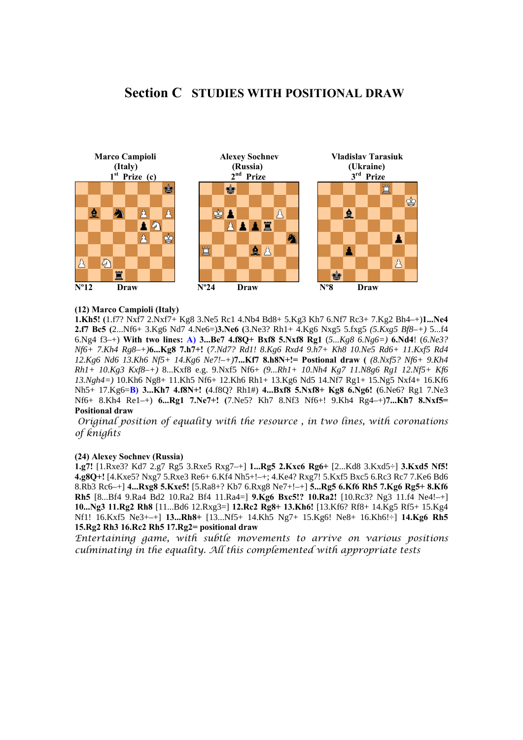# Section C STUDIES WITH POSITIONAL DRAW

**Marco Campioli (Italy) 1st Prize (c)**

Nº12 Draw

**Alexey Sochnev (Russia) 2nd Prize**

Nº24 Draw

**Vladislav Tarasiuk (Ukraine) 3rd Prize**

Nº8 Draw

**(12) Marco Campioli (Italy)**

**1.Kh5! (**1.f7? Nxf7 2.Nxf7+ Kg8 3.Ne5 Rc1 4.Nb4 Bd8+ 5.Kg3 Kh7 6.Nf7 Rc3+ 7.Kg2 Bh4–+)**1...Ne4 2.f7 Bc5 (**2...Nf6+ 3.Kg6 Nd7 4.Ne6=)**3.Ne6 (**3.Ne3? Rh1+ 4.Kg6 Nxg5 5.fxg5 *(5.Kxg5 Bf8–+)* 5...f4 6.Ng4 f3–+) **With two lines: A) 3...Be7 4.f8Q+ Bxf8 5.Nxf8 Rg1** (*5...Kg8 6.Ng6=)* **6.Nd4**! (*6.Ne3? Nf6+ 7.Kh4 Rg8–+*)**6...Kg8 7.h7+!** (*7.Nd7? Rd1! 8.Kg6 Rxd4 9.h7+ Kh8 10.Ne5 Rd6+ 11.Kxf5 Rd4 12.Kg6 Nd6 13.Kh6 Nf5+ 14.Kg6 Ne7!–+)***7...Kf7 8.h8N+!= Postional draw (** *(8.Nxf5? Nf6+ 9.Kh4 Rh1+ 10.Kg3 Kxf8–+)* 8...Kxf8 e.g. 9.Nxf5 Nf6+ *(9...Rh1+ 10.Nh4 Kg7 11.N8g6 Rg1 12.Nf5+ Kf6 13.Ngh4=)* 10.Kh6 Ng8+ 11.Kh5 Nf6+ 12.Kh6 Rh1+ 13.Kg6 Nd5 14.Nf7 Rg1+ 15.Ng5 Nxf4+ 16.Kf6 Nh5+ 17.Kg6=**B) 3...Kh7 4.f8N+! (**4.f8Q? Rh1#) **4...Bxf8 5.Nxf8+ Kg8 6.Ng6! (**6.Ne6? Rg1 7.Ne3 Nf6+ 8.Kh4 Re1–+) **6...Rg1 7.Ne7+! (**7.Ne5? Kh7 8.Nf3 Nf6+! 9.Kh4 Rg4–+)**7...Kh7 8.Nxf5= Positional draw**

*Original position of equality with the resource , in two lines, with coronations of knights*

**(24) Alexey Sochnev (Russia)**

**1.g7!** [1.Rxe3? Kd7 2.g7 Rg5 3.Rxe5 Rxg7–+] **1...Rg5 2.Kxc6 Rg6+** [2...Kd8 3.Kxd5÷] **3.Kxd5 Nf5! 4.g8Q+!** [4.Kxe5? Nxg7 5.Rxe3 Re6+ 6.Kf4 Nh5+!–+; 4.Ke4? Rxg7! 5.Kxf5 Bxc5 6.Rc3 Rc7 7.Ke6 Bd6 8.Rb3 Rc6–+] **4...Rxg8 5.Kxe5!** [5.Ra8+? Kb7 6.Rxg8 Ne7+!–+] **5...Rg5 6.Kf6 Rh5 7.Kg6 Rg5+ 8.Kf6 Rh5** [8...Bf4 9.Ra4 Bd2 10.Ra2 Bf4 11.Ra4=] **9.Kg6 Bxc5!? 10.Ra2!** [10.Rc3? Ng3 11.f4 Ne4!–+] **10...Ng3 11.Rg2 Rh8** [11...Bd6 12.Rxg3=] **12.Rc2 Rg8+ 13.Kh6!** [13.Kf6? Rf8+ 14.Kg5 Rf5+ 15.Kg4 Nf1! 16.Kxf5 Ne3+–+] **13...Rh8+** [13...Nf5+ 14.Kh5 Ng7+ 15.Kg6! Ne8+ 16.Kh6!÷] **14.Kg6 Rh5 15.Rg2 Rh3 16.Rc2 Rh5 17.Rg2= positional draw**

*Entertaining game, with subtle movements to arrive on various positions culminating in the equality. All this complemented with appropriate tests*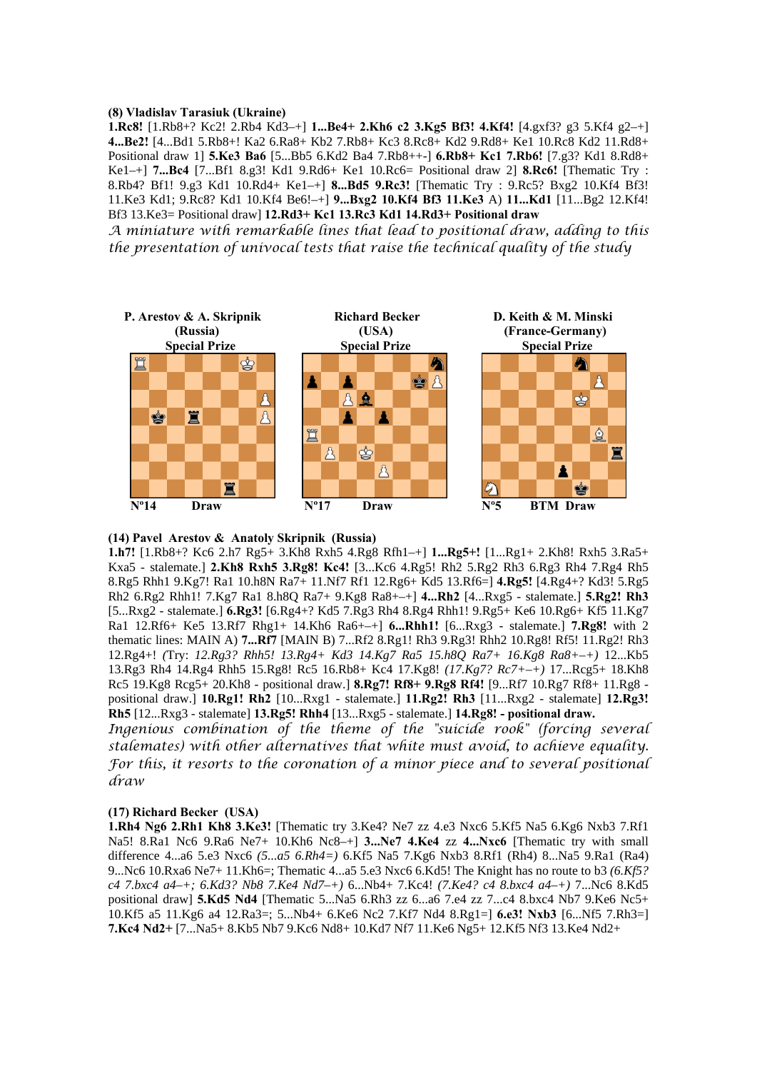**(8) Vladislav Tarasiuk (Ukraine)**

**1.Rc8!** [1.Rb8+? Kc2! 2.Rb4 Kd3–+] **1...Be4+ 2.Kh6 c2 3.Kg5 Bf3! 4.Kf4!** [4.gxf3? g3 5.Kf4 g2–+] **4...Be2!** [4...Bd1 5.Rb8+! Ka2 6.Ra8+ Kb2 7.Rb8+ Kc3 8.Rc8+ Kd2 9.Rd8+ Ke1 10.Rc8 Kd2 11.Rd8+ Positional draw 1] **5.Ke3 Ba6** [5...Bb5 6.Kd2 Ba4 7.Rb8++-] **6.Rb8+ Kc1 7.Rb6!** [7.g3? Kd1 8.Rd8+ Ke1–+] **7...Bc4** [7...Bf1 8.g3! Kd1 9.Rd6+ Ke1 10.Rc6= Positional draw 2] **8.Rc6!** [Thematic Try : 8.Rb4? Bf1! 9.g3 Kd1 10.Rd4+ Ke1–+] **8...Bd5 9.Rc3!** [Thematic Try : 9.Rc5? Bxg2 10.Kf4 Bf3! 11.Ke3 Kd1; 9.Rc8? Kd1 10.Kf4 Be6!–+] **9...Bxg2 10.Kf4 Bf3 11.Ke3** A) **11...Kd1** [11...Bg2 12.Kf4! Bf3 13.Ke3= Positional draw] **12.Rd3+ Kc1 13.Rc3 Kd1 14.Rd3+ Positional draw**

*A miniature with remarkable lines that lead to positional draw, adding to this the presentation of univocal tests that raise the technical quality of the study*

P. Arestov & A. Skripnik (Russia) Special Prize — Nº14 Draw

Richard Becker (USA) Special Prize — Nº17 Draw

D. Keith & M. Minski (France-Germany) Special Prize — Nº5 BTM Draw

**(14) Pavel Arestov & Anatoly Skripnik (Russia)**

**1.h7!** [1.Rb8+? Kc6 2.h7 Rg5+ 3.Kh8 Rxh5 4.Rg8 Rfh1–+] **1...Rg5+!** [1...Rg1+ 2.Kh8! Rxh5 3.Ra5+ Kxa5 - stalemate.] **2.Kh8 Rxh5 3.Rg8! Kc4!** [3...Kc6 4.Rg5! Rh2 5.Rg2 Rh3 6.Rg3 Rh4 7.Rg4 Rh5 8.Rg5 Rhh1 9.Kg7! Ra1 10.h8N Ra7+ 11.Nf7 Rf1 12.Rg6+ Kd5 13.Rf6=] **4.Rg5!** [4.Rg4+? Kd3! 5.Rg5 Rh2 6.Rg2 Rhh1! 7.Kg7 Ra1 8.h8Q Ra7+ 9.Kg8 Ra8+–+] **4...Rh2** [4...Rxg5 - stalemate.] **5.Rg2! Rh3** [5...Rxg2 - stalemate.] **6.Rg3!** [6.Rg4+? Kd5 7.Rg3 Rh4 8.Rg4 Rhh1! 9.Rg5+ Ke6 10.Rg6+ Kf5 11.Kg7 Ra1 12.Rf6+ Ke5 13.Rf7 Rhg1+ 14.Kh6 Ra6+–+] **6...Rhh1!** [6...Rxg3 - stalemate.] **7.Rg8!** with 2 thematic lines: MAIN A) **7...Rf7** [MAIN B) 7...Rf2 8.Rg1! Rh3 9.Rg3! Rhh2 10.Rg8! Rf5! 11.Rg2! Rh3 12.Rg4+! *(*Try: *12.Rg3? Rhh5! 13.Rg4+ Kd3 14.Kg7 Ra5 15.h8Q Ra7+ 16.Kg8 Ra8+–+)* 12...Kb5 13.Rg3 Rh4 14.Rg4 Rhh5 15.Rg8! Rc5 16.Rb8+ Kc4 17.Kg8! *(17.Kg7? Rc7+–+)* 17...Rcg5+ 18.Kh8 Rc5 19.Kg8 Rcg5+ 20.Kh8 - positional draw.] **8.Rg7! Rf8+ 9.Rg8 Rf4!** [9...Rf7 10.Rg7 Rf8+ 11.Rg8 - positional draw.] **10.Rg1! Rh2** [10...Rxg1 - stalemate.] **11.Rg2! Rh3** [11...Rxg2 - stalemate] **12.Rg3! Rh5** [12...Rxg3 - stalemate] **13.Rg5! Rhh4** [13...Rxg5 - stalemate.] **14.Rg8! - positional draw.**

*Ingenious combination of the theme of the "suicide rook" (forcing several stalemates) with other alternatives that white must avoid, to achieve equality. For this, it resorts to the coronation of a minor piece and to several positional draw*

**(17) Richard Becker (USA)**

**1.Rh4 Ng6 2.Rh1 Kh8 3.Ke3!** [Thematic try 3.Ke4? Ne7 zz 4.e3 Nxc6 5.Kf5 Na5 6.Kg6 Nxb3 7.Rf1 Na5! 8.Ra1 Nc6 9.Ra6 Ne7+ 10.Kh6 Nc8–+] **3...Ne7 4.Ke4** zz **4...Nxc6** [Thematic try with small difference 4...a6 5.e3 Nxc6 *(5...a5 6.Rh4=)* 6.Kf5 Na5 7.Kg6 Nxb3 8.Rf1 (Rh4) 8...Na5 9.Ra1 (Ra4) 9...Nc6 10.Rxa6 Ne7+ 11.Kh6=; Thematic 4...a5 5.e3 Nxc6 6.Kd5! The Knight has no route to b3 *(6.Kf5? c4 7.bxc4 a4–+; 6.Kd3? Nb8 7.Ke4 Nd7–+)* 6...Nb4+ 7.Kc4! *(7.Ke4? c4 8.bxc4 a4–+)* 7...Nc6 8.Kd5 positional draw] **5.Kd5 Nd4** [Thematic 5...Na5 6.Rh3 zz 6...a6 7.e4 zz 7...c4 8.bxc4 Nb7 9.Ke6 Nc5+ 10.Kf5 a5 11.Kg6 a4 12.Ra3=; 5...Nb4+ 6.Ke6 Nc2 7.Kf7 Nd4 8.Rg1=] **6.e3! Nxb3** [6...Nf5 7.Rh3=] **7.Kc4 Nd2+** [7...Na5+ 8.Kb5 Nb7 9.Kc6 Nd8+ 10.Kd7 Nf7 11.Ke6 Ng5+ 12.Kf5 Nf3 13.Ke4 Nd2+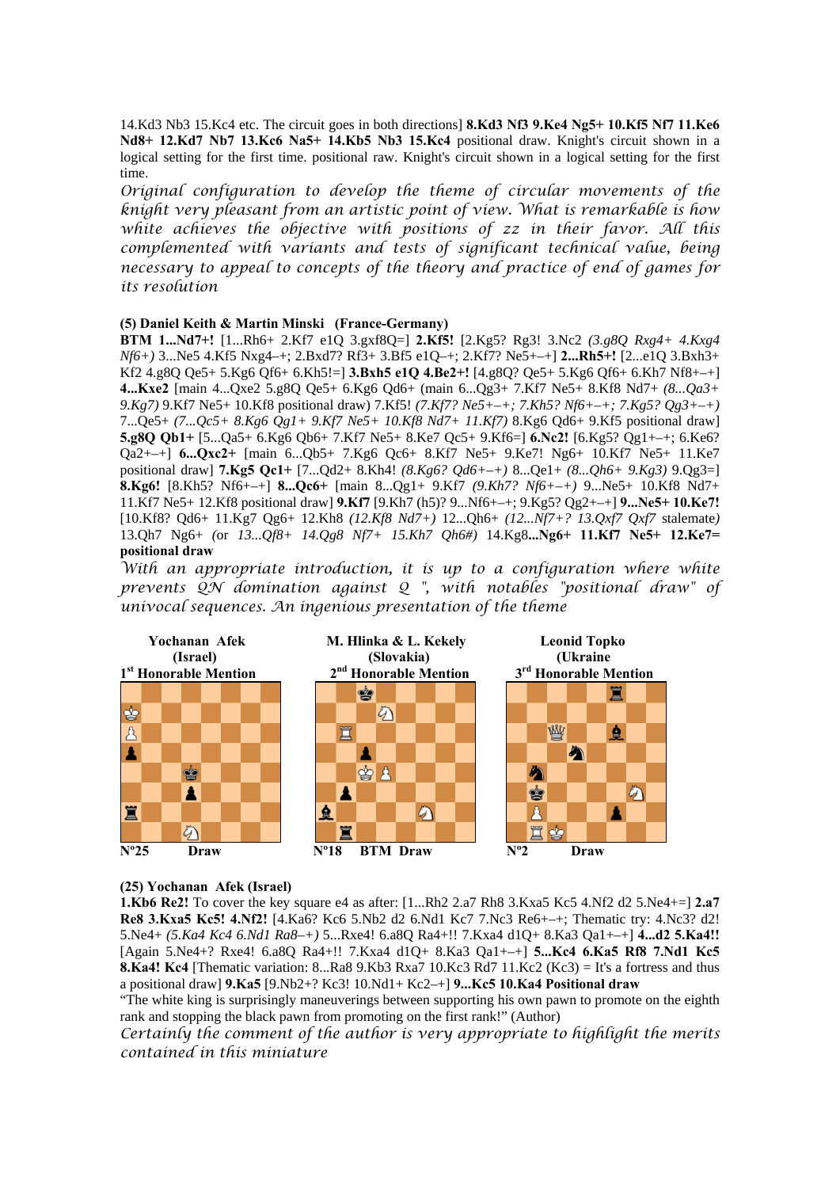14.Kd3 Nb3 15.Kc4 etc. The circuit goes in both directions] **8.Kd3 Nf3 9.Ke4 Ng5+ 10.Kf5 Nf7 11.Ke6 Nd8+ 12.Kd7 Nb7 13.Kc6 Na5+ 14.Kb5 Nb3 15.Kc4** positional draw. Knight's circuit shown in a logical setting for the first time. positional raw. Knight's circuit shown in a logical setting for the first time.

*Original configuration to develop the theme of circular movements of the knight very pleasant from an artistic point of view. What is remarkable is how white achieves the objective with positions of zz in their favor. All this complemented with variants and tests of significant technical value, being necessary to appeal to concepts of the theory and practice of end of games for its resolution*

**(5) Daniel Keith & Martin Minski (France-Germany)**

**BTM 1...Nd7+!** [1...Rh6+ 2.Kf7 e1Q 3.gxf8Q=] **2.Kf5!** [2.Kg5? Rg3! 3.Nc2 *(3.g8Q Rxg4+ 4.Kxg4 Nf6+)* 3...Ne5 4.Kf5 Nxg4–+; 2.Bxd7? Rf3+ 3.Bf5 e1Q–+; 2.Kf7? Ne5+–+] **2...Rh5+!** [2...e1Q 3.Bxh3+ Kf2 4.g8Q Qe5+ 5.Kg6 Qf6+ 6.Kh5!=] **3.Bxh5 e1Q 4.Be2+!** [4.g8Q? Qe5+ 5.Kg6 Qf6+ 6.Kh7 Nf8+–+] **4...Kxe2** [main 4...Qxe2 5.g8Q Qe5+ 6.Kg6 Qd6+ (main 6...Qg3+ 7.Kf7 Ne5+ 8.Kf8 Nd7+ *(8...Qa3+ 9.Kg7)* 9.Kf7 Ne5+ 10.Kf8 positional draw) 7.Kf5! *(7.Kf7? Ne5+–+; 7.Kh5? Nf6+–+; 7.Kg5? Qg3+–+)* 7...Qe5+ *(7...Qc5+ 8.Kg6 Qg1+ 9.Kf7 Ne5+ 10.Kf8 Nd7+ 11.Kf7)* 8.Kg6 Qd6+ 9.Kf5 positional draw] **5.g8Q Qb1+** [5...Qa5+ 6.Kg6 Qb6+ 7.Kf7 Ne5+ 8.Ke7 Qc5+ 9.Kf6=] **6.Nc2!** [6.Kg5? Qg1+–+; 6.Ke6? Qa2+–+] **6...Qxc2+** [main 6...Qb5+ 7.Kg6 Qc6+ 8.Kf7 Ne5+ 9.Ke7! Ng6+ 10.Kf7 Ne5+ 11.Ke7 positional draw] **7.Kg5 Qc1+** [7...Qd2+ 8.Kh4! *(8.Kg6? Qd6+–+)* 8...Qe1+ *(8...Qh6+ 9.Kg3)* 9.Qg3=] **8.Kg6!** [8.Kh5? Nf6+–+] **8...Qc6+** [main 8...Qg1+ 9.Kf7 *(9.Kh7? Nf6+–+)* 9...Ne5+ 10.Kf8 Nd7+ 11.Kf7 Ne5+ 12.Kf8 positional draw] **9.Kf7** [9.Kh7 (h5)? 9...Nf6+–+; 9.Kg5? Qg2+–+] **9...Ne5+ 10.Ke7!** [10.Kf8? Qd6+ 11.Kg7 Qg6+ 12.Kh8 *(12.Kf8 Nd7+)* 12...Qh6+ *(12...Nf7+? 13.Qxf7 Qxf7 stalemate)* 13.Qh7 Ng6+ *(or 13...Qf8+ 14.Qg8 Nf7+ 15.Kh7 Qh6#)* 14.Kg8**...Ng6+ 11.Kf7 Ne5+ 12.Ke7= positional draw**

*With an appropriate introduction, it is up to a configuration where white prevents QN domination against Q ", with notables "positional draw" of univocal sequences. An ingenious presentation of the theme*

**Yochanan Afek (Israel)**
**1st Honorable Mention**
**Nº25 Draw**

**M. Hlinka & L. Kekely (Slovakia)**
**2nd Honorable Mention**
**Nº18 BTM Draw**

**Leonid Topko (Ukraine)**
**3rd Honorable Mention**
**Nº2 Draw**

**(25) Yochanan Afek (Israel)**

**1.Kb6 Re2!** To cover the key square e4 as after: [1...Rh2 2.a7 Rh8 3.Kxa5 Kc5 4.Nf2 d2 5.Ne4+=] **2.a7 Re8 3.Kxa5 Kc5! 4.Nf2!** [4.Ka6? Kc6 5.Nb2 d2 6.Nd1 Kc7 7.Nc3 Re6+–+; Thematic try: 4.Nc3? d2! 5.Ne4+ *(5.Ka4 Kc4 6.Nd1 Ra8–+)* 5...Rxe4! 6.a8Q Ra4+!! 7.Kxa4 d1Q+ 8.Ka3 Qa1+–+] **4...d2 5.Ka4!!** [Again 5.Ne4+? Rxe4! 6.a8Q Ra4+!! 7.Kxa4 d1Q+ 8.Ka3 Qa1+–+] **5...Kc4 6.Ka5 Rf8 7.Nd1 Kc5 8.Ka4! Kc4** [Thematic variation: 8...Ra8 9.Kb3 Rxa7 10.Kc3 Rd7 11.Kc2 (Kc3) = It's a fortress and thus a positional draw] **9.Ka5** [9.Nb2+? Kc3! 10.Nd1+ Kc2–+] **9...Kc5 10.Ka4 Positional draw**

"The white king is surprisingly maneuvering between supporting his own pawn to promote on the eighth rank and stopping the black pawn from promoting on the first rank!" (Author)

*Certainly the comment of the author is very appropriate to highlight the merits contained in this miniature*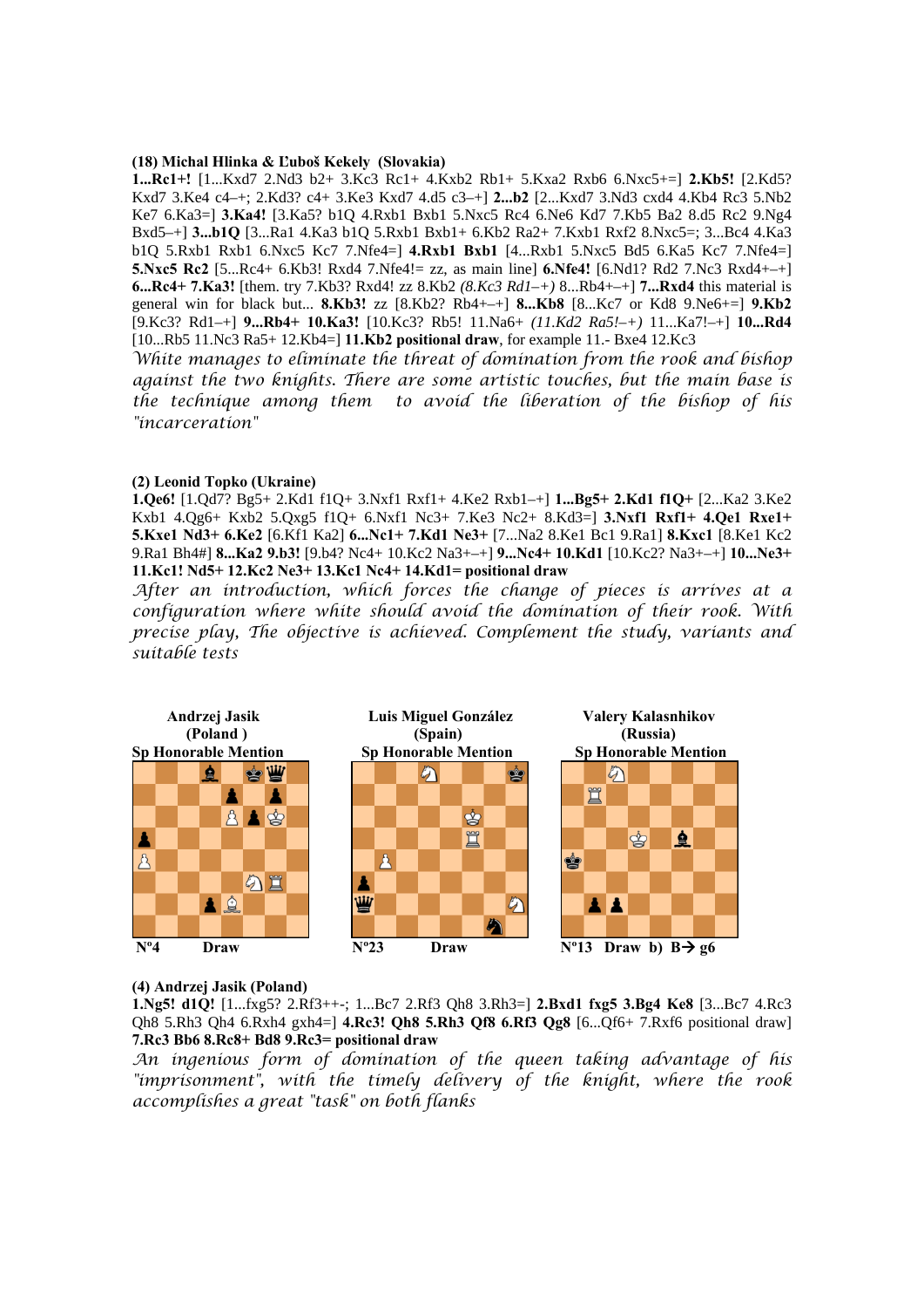**(18) Michal Hlinka & Ľuboš Kekely (Slovakia)**

**1...Rc1+!** [1...Kxd7 2.Nd3 b2+ 3.Kc3 Rc1+ 4.Kxb2 Rb1+ 5.Kxa2 Rxb6 6.Nxc5+=] **2.Kb5!** [2.Kd5? Kxd7 3.Ke4 c4–+; 2.Kd3? c4+ 3.Ke3 Kxd7 4.d5 c3–+] **2...b2** [2...Kxd7 3.Nd3 cxd4 4.Kb4 Rc3 5.Nb2 Ke7 6.Ka3=] **3.Ka4!** [3.Ka5? b1Q 4.Rxb1 Bxb1 5.Nxc5 Rc4 6.Ne6 Kd7 7.Kb5 Ba2 8.d5 Rc2 9.Ng4 Bxd5–+] **3...b1Q** [3...Ra1 4.Ka3 b1Q 5.Rxb1 Bxb1+ 6.Kb2 Ra2+ 7.Kxb1 Rxf2 8.Nxc5=; 3...Bc4 4.Ka3 b1Q 5.Rxb1 Rxb1 6.Nxc5 Kc7 7.Nfe4=] **4.Rxb1 Bxb1** [4...Rxb1 5.Nxc5 Bd5 6.Ka5 Kc7 7.Nfe4=] **5.Nxc5 Rc2** [5...Rc4+ 6.Kb3! Rxd4 7.Nfe4!= zz, as main line] **6.Nfe4!** [6.Nd1? Rd2 7.Nc3 Rxd4+–+] **6...Rc4+ 7.Ka3!** [them. try 7.Kb3? Rxd4! zz 8.Kb2 *(8.Kc3 Rd1–+)* 8...Rb4+–+] **7...Rxd4** this material is general win for black but... **8.Kb3!** zz [8.Kb2? Rb4+–+] **8...Kb8** [8...Kc7 or Kd8 9.Ne6+=] **9.Kb2** [9.Kc3? Rd1–+] **9...Rb4+ 10.Ka3!** [10.Kc3? Rb5! 11.Na6+ *(11.Kd2 Ra5!–+)* 11...Ka7!–+] **10...Rd4** [10...Rb5 11.Nc3 Ra5+ 12.Kb4=] **11.Kb2 positional draw**, for example 11.- Bxe4 12.Kc3

*White manages to eliminate the threat of domination from the rook and bishop against the two knights. There are some artistic touches, but the main base is the technique among them to avoid the liberation of the bishop of his "incarceration"*

**(2) Leonid Topko (Ukraine)**

**1.Qe6!** [1.Qd7? Bg5+ 2.Kd1 f1Q+ 3.Nxf1 Rxf1+ 4.Ke2 Rxb1–+] **1...Bg5+ 2.Kd1 f1Q+** [2...Ka2 3.Ke2 Kxb1 4.Qg6+ Kxb2 5.Qxg5 f1Q+ 6.Nxf1 Nc3+ 7.Ke3 Nc2+ 8.Kd3=] **3.Nxf1 Rxf1+ 4.Qe1 Rxe1+ 5.Kxe1 Nd3+ 6.Ke2** [6.Kf1 Ka2] **6...Nc1+ 7.Kd1 Ne3+** [7...Na2 8.Ke1 Bc1 9.Ra1] **8.Kxc1** [8.Ke1 Kc2 9.Ra1 Bh4#] **8...Ka2 9.b3!** [9.b4? Nc4+ 10.Kc2 Na3+–+] **9...Nc4+ 10.Kd1** [10.Kc2? Na3+–+] **10...Ne3+ 11.Kc1! Nd5+ 12.Kc2 Ne3+ 13.Kc1 Nc4+ 14.Kd1= positional draw**

*After an introduction, which forces the change of pieces is arrives at a configuration where white should avoid the domination of their rook. With precise play, The objective is achieved. Complement the study, variants and suitable tests*

**Andrzej Jasik (Poland)**
**Sp Honorable Mention**

Nº4 Draw

**Luis Miguel González (Spain)**
**Sp Honorable Mention**

Nº23 Draw

**Valery Kalasnhikov (Russia)**
**Sp Honorable Mention**

Nº13 Draw b) B→ g6

**(4) Andrzej Jasik (Poland)**

**1.Ng5! d1Q!** [1...fxg5? 2.Rf3++-; 1...Bc7 2.Rf3 Qh8 3.Rh3=] **2.Bxd1 fxg5 3.Bg4 Ke8** [3...Bc7 4.Rc3 Qh8 5.Rh3 Qh4 6.Rxh4 gxh4=] **4.Rc3! Qh8 5.Rh3 Qf8 6.Rf3 Qg8** [6...Qf6+ 7.Rxf6 positional draw] **7.Rc3 Bb6 8.Rc8+ Bd8 9.Rc3= positional draw**

*An ingenious form of domination of the queen taking advantage of his "imprisonment", with the timely delivery of the knight, where the rook accomplishes a great "task" on both flanks*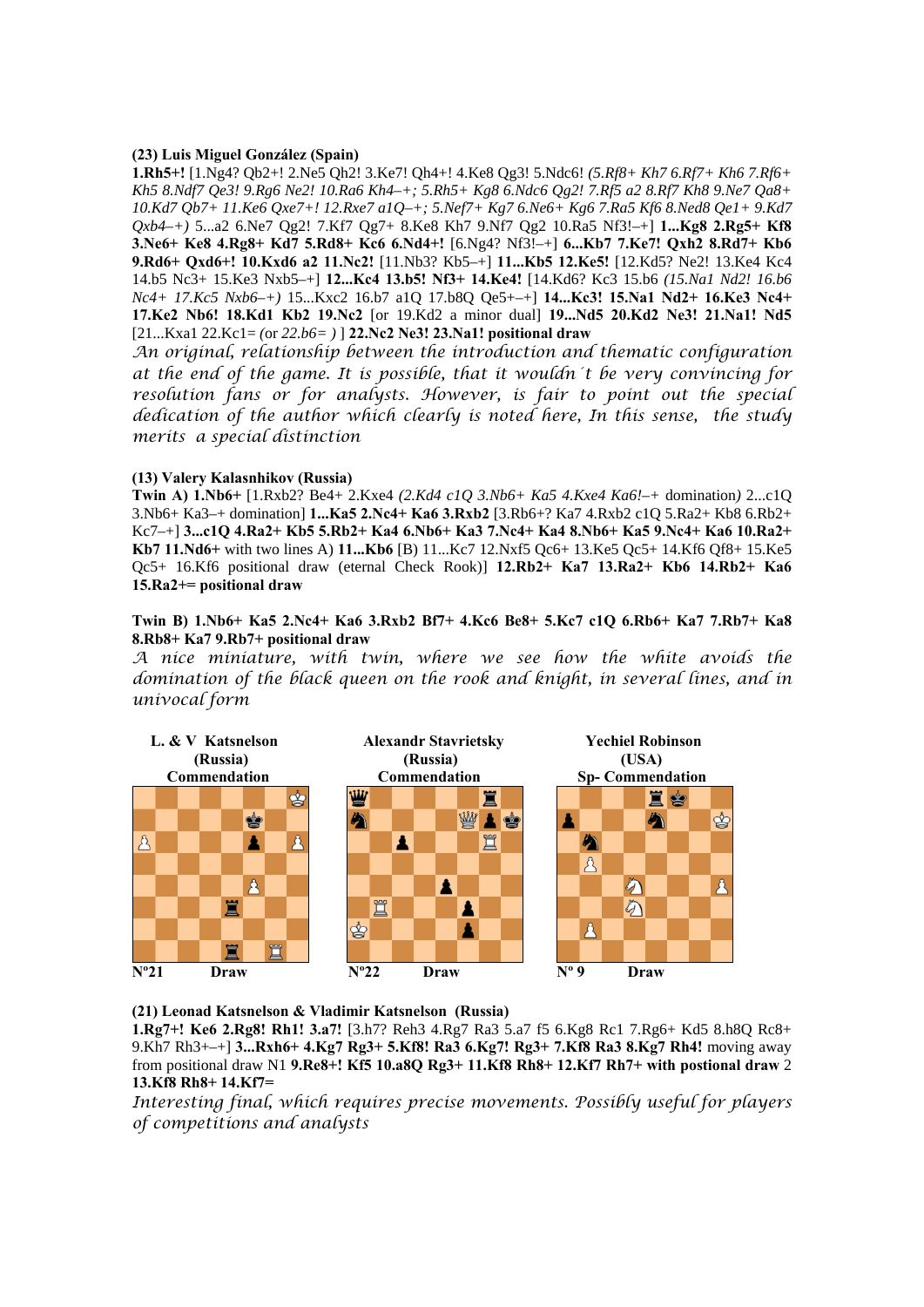**(23) Luis Miguel González (Spain)**

**1.Rh5+!** [1.Ng4? Qb2+! 2.Ne5 Qh2! 3.Ke7! Qh4+! 4.Ke8 Qg3! 5.Ndc6! *(5.Rf8+ Kh7 6.Rf7+ Kh6 7.Rf6+ Kh5 8.Ndf7 Qe3! 9.Rg6 Ne2! 10.Ra6 Kh4–+; 5.Rh5+ Kg8 6.Ndc6 Qg2! 7.Rf5 a2 8.Rf7 Kh8 9.Ne7 Qa8+ 10.Kd7 Qb7+ 11.Ke6 Qxe7+! 12.Rxe7 a1Q–+; 5.Nef7+ Kg7 6.Ne6+ Kg6 7.Ra5 Kf6 8.Ned8 Qe1+ 9.Kd7 Qxb4–+)* 5...a2 6.Ne7 Qg2! 7.Kf7 Qg7+ 8.Ke8 Kh7 9.Nf7 Qg2 10.Ra5 Nf3!–+] **1...Kg8 2.Rg5+ Kf8 3.Ne6+ Ke8 4.Rg8+ Kd7 5.Rd8+ Kc6 6.Nd4+!** [6.Ng4? Nf3!–+] **6...Kb7 7.Ke7! Qxh2 8.Rd7+ Kb6 9.Rd6+ Qxd6+! 10.Kxd6 a2 11.Nc2!** [11.Nb3? Kb5–+] **11...Kb5 12.Ke5!** [12.Kd5? Ne2! 13.Ke4 Kc4 14.b5 Nc3+ 15.Ke3 Nxb5–+] **12...Kc4 13.b5! Nf3+ 14.Ke4!** [14.Kd6? Kc3 15.b6 *(15.Na1 Nd2! 16.b6 Nc4+ 17.Kc5 Nxb6–+)* 15...Kxc2 16.b7 a1Q 17.b8Q Qe5+–+] **14...Kc3! 15.Na1 Nd2+ 16.Ke3 Nc4+ 17.Ke2 Nb6! 18.Kd1 Kb2 19.Nc2** [or 19.Kd2 a minor dual] **19...Nd5 20.Kd2 Ne3! 21.Na1! Nd5** [21...Kxa1 22.Kc1= *(or 22.b6= )* ] **22.Nc2 Ne3! 23.Na1! positional draw**

*An original, relationship between the introduction and thematic configuration at the end of the game. It is possible, that it wouldn´t be very convincing for resolution fans or for analysts. However, is fair to point out the special dedication of the author which clearly is noted here, In this sense, the study merits a special distinction*

**(13) Valery Kalasnhikov (Russia)**

**Twin A) 1.Nb6+** [1.Rxb2? Be4+ 2.Kxe4 *(2.Kd4 c1Q 3.Nb6+ Ka5 4.Kxe4 Ka6!–+* domination*)* 2...c1Q 3.Nb6+ Ka3–+ domination] **1...Ka5 2.Nc4+ Ka6 3.Rxb2** [3.Rb6+? Ka7 4.Rxb2 c1Q 5.Ra2+ Kb8 6.Rb2+ Kc7–+] **3...c1Q 4.Ra2+ Kb5 5.Rb2+ Ka4 6.Nb6+ Ka3 7.Nc4+ Ka4 8.Nb6+ Ka5 9.Nc4+ Ka6 10.Ra2+ Kb7 11.Nd6+** with two lines A) **11...Kb6** [B) 11...Kc7 12.Nxf5 Qc6+ 13.Ke5 Qc5+ 14.Kf6 Qf8+ 15.Ke5 Qc5+ 16.Kf6 positional draw (eternal Check Rook)] **12.Rb2+ Ka7 13.Ra2+ Kb6 14.Rb2+ Ka6 15.Ra2+= positional draw**

**Twin B) 1.Nb6+ Ka5 2.Nc4+ Ka6 3.Rxb2 Bf7+ 4.Kc6 Be8+ 5.Kc7 c1Q 6.Rb6+ Ka7 7.Rb7+ Ka8 8.Rb8+ Ka7 9.Rb7+ positional draw**

*A nice miniature, with twin, where we see how the white avoids the domination of the black queen on the rook and knight, in several lines, and in univocal form*

**L. & V Katsnelson (Russia) Commendation**

**Nº21 Draw**

**Alexandr Stavrietsky (Russia) Commendation**

**Nº22 Draw**

**Yechiel Robinson (USA) Sp- Commendation**

**Nº 9 Draw**

**(21) Leonad Katsnelson & Vladimir Katsnelson (Russia)**

**1.Rg7+! Ke6 2.Rg8! Rh1! 3.a7!** [3.h7? Reh3 4.Rg7 Ra3 5.a7 f5 6.Kg8 Rc1 7.Rg6+ Kd5 8.h8Q Rc8+ 9.Kh7 Rh3+–+] **3...Rxh6+ 4.Kg7 Rg3+ 5.Kf8! Ra3 6.Kg7! Rg3+ 7.Kf8 Ra3 8.Kg7 Rh4!** moving away from positional draw N1 **9.Re8+! Kf5 10.a8Q Rg3+ 11.Kf8 Rh8+ 12.Kf7 Rh7+ with postional draw** 2 **13.Kf8 Rh8+ 14.Kf7=**

*Interesting final, which requires precise movements. Possibly useful for players of competitions and analysts*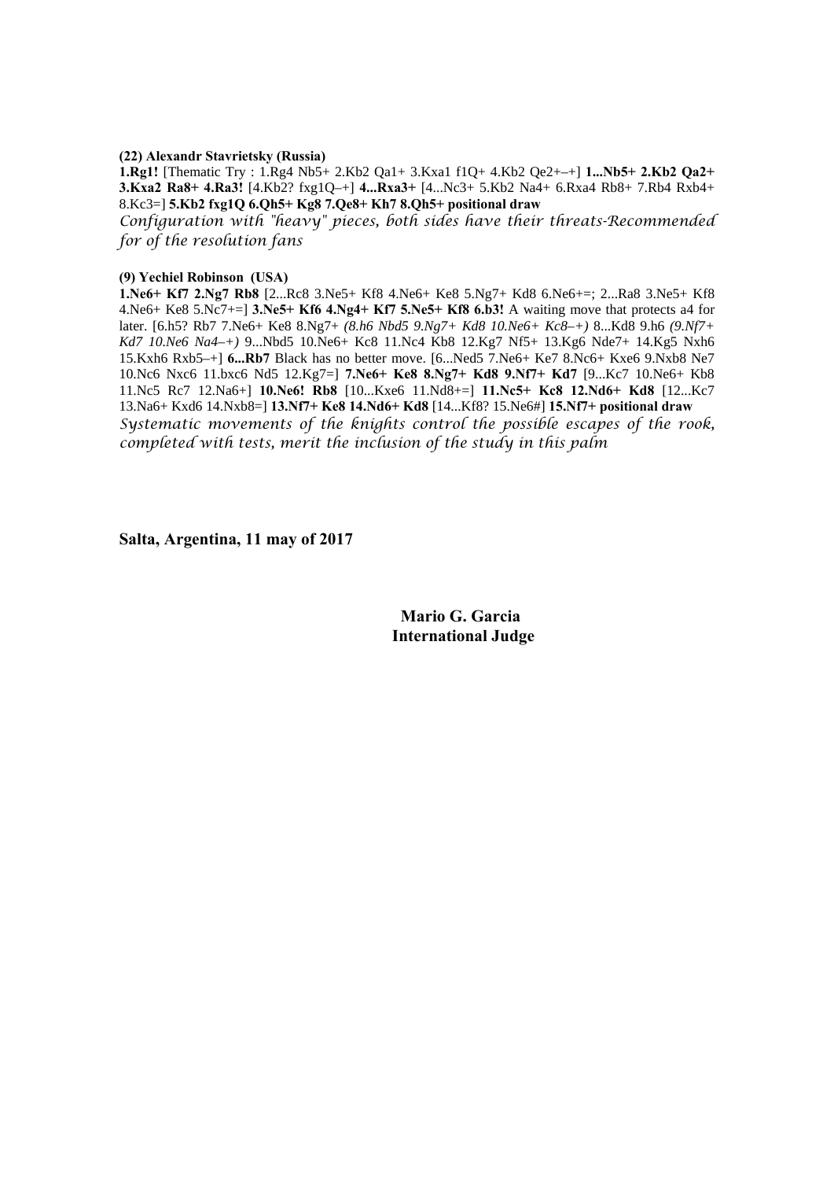**(22) Alexandr Stavrietsky (Russia)**

**1.Rg1!** [Thematic Try : 1.Rg4 Nb5+ 2.Kb2 Qa1+ 3.Kxa1 f1Q+ 4.Kb2 Qe2+–+] **1...Nb5+ 2.Kb2 Qa2+ 3.Kxa2 Ra8+ 4.Ra3!** [4.Kb2? fxg1Q–+] **4...Rxa3+** [4...Nc3+ 5.Kb2 Na4+ 6.Rxa4 Rb8+ 7.Rb4 Rxb4+ 8.Kc3=] **5.Kb2 fxg1Q 6.Qh5+ Kg8 7.Qe8+ Kh7 8.Qh5+ positional draw**

*Configuration with "heavy" pieces, both sides have their threats-Recommended for of the resolution fans*

**(9) Yechiel Robinson (USA)**

**1.Ne6+ Kf7 2.Ng7 Rb8** [2...Rc8 3.Ne5+ Kf8 4.Ne6+ Ke8 5.Ng7+ Kd8 6.Ne6+=; 2...Ra8 3.Ne5+ Kf8 4.Ne6+ Ke8 5.Nc7+=] **3.Ne5+ Kf6 4.Ng4+ Kf7 5.Ne5+ Kf8 6.b3!** A waiting move that protects a4 for later. [6.h5? Rb7 7.Ne6+ Ke8 8.Ng7+ *(8.h6 Nbd5 9.Ng7+ Kd8 10.Ne6+ Kc8–+)* 8...Kd8 9.h6 *(9.Nf7+ Kd7 10.Ne6 Na4–+)* 9...Nbd5 10.Ne6+ Kc8 11.Nc4 Kb8 12.Kg7 Nf5+ 13.Kg6 Nde7+ 14.Kg5 Nxh6 15.Kxh6 Rxb5–+] **6...Rb7** Black has no better move. [6...Ned5 7.Ne6+ Ke7 8.Nc6+ Kxe6 9.Nxb8 Ne7 10.Nc6 Nxc6 11.bxc6 Nd5 12.Kg7=] **7.Ne6+ Ke8 8.Ng7+ Kd8 9.Nf7+ Kd7** [9...Kc7 10.Ne6+ Kb8 11.Nc5 Rc7 12.Na6+] **10.Ne6! Rb8** [10...Kxe6 11.Nd8+=] **11.Nc5+ Kc8 12.Nd6+ Kd8** [12...Kc7 13.Na6+ Kxd6 14.Nxb8=] **13.Nf7+ Ke8 14.Nd6+ Kd8** [14...Kf8? 15.Ne6#] **15.Nf7+ positional draw**

*Systematic movements of the knights control the possible escapes of the rook, completed with tests, merit the inclusion of the study in this palm*

**Salta, Argentina, 11 may of 2017**

**Mario G. Garcia**
**International Judge**